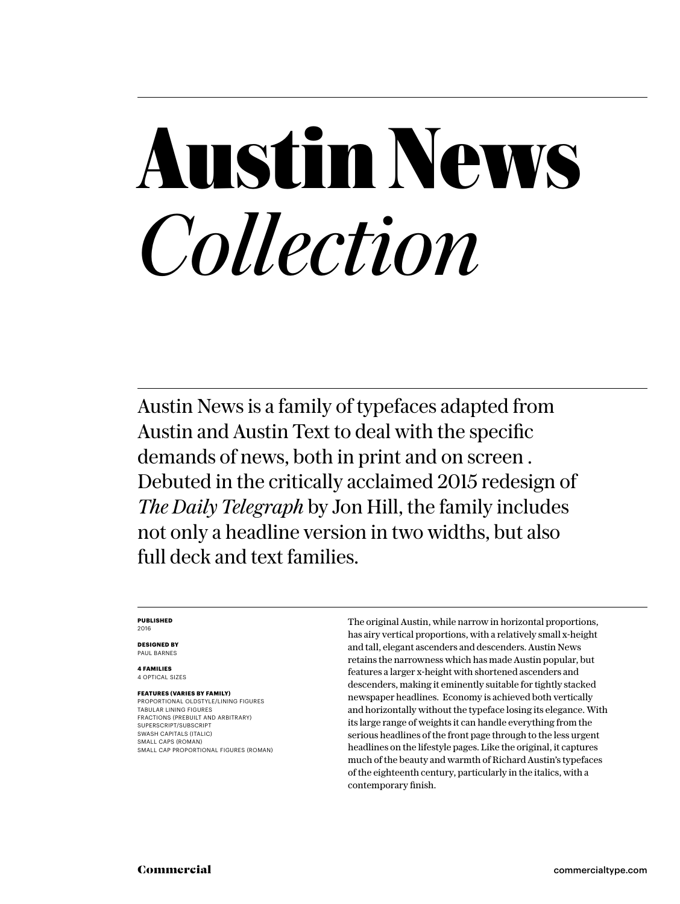# Austin News *Collection*

Austin News is a family of typefaces adapted from Austin and Austin Text to deal with the specific demands of news, both in print and on screen . Debuted in the critically acclaimed 2015 redesign of *The Daily Telegraph* by Jon Hill, the family includes not only a headline version in two widths, but also full deck and text families.

**PUBLISHED**
2016

**DESIGNED BY**
PAUL BARNES

**4 FAMILIES**
4 OPTICAL SIZES

**FEATURES (VARIES BY FAMILY)**
PROPORTIONAL OLDSTYLE/LINING FIGURES
TABULAR LINING FIGURES
FRACTIONS (PREBUILT AND ARBITRARY)
SUPERSCRIPT/SUBSCRIPT
SWASH CAPITALS (ITALIC)
SMALL CAPS (ROMAN)
SMALL CAP PROPORTIONAL FIGURES (ROMAN)

The original Austin, while narrow in horizontal proportions, has airy vertical proportions, with a relatively small x-height and tall, elegant ascenders and descenders. Austin News retains the narrowness which has made Austin popular, but features a larger x-height with shortened ascenders and descenders, making it eminently suitable for tightly stacked newspaper headlines. Economy is achieved both vertically and horizontally without the typeface losing its elegance. With its large range of weights it can handle everything from the serious headlines of the front page through to the less urgent headlines on the lifestyle pages. Like the original, it captures much of the beauty and warmth of Richard Austin's typefaces of the eighteenth century, particularly in the italics, with a contemporary finish.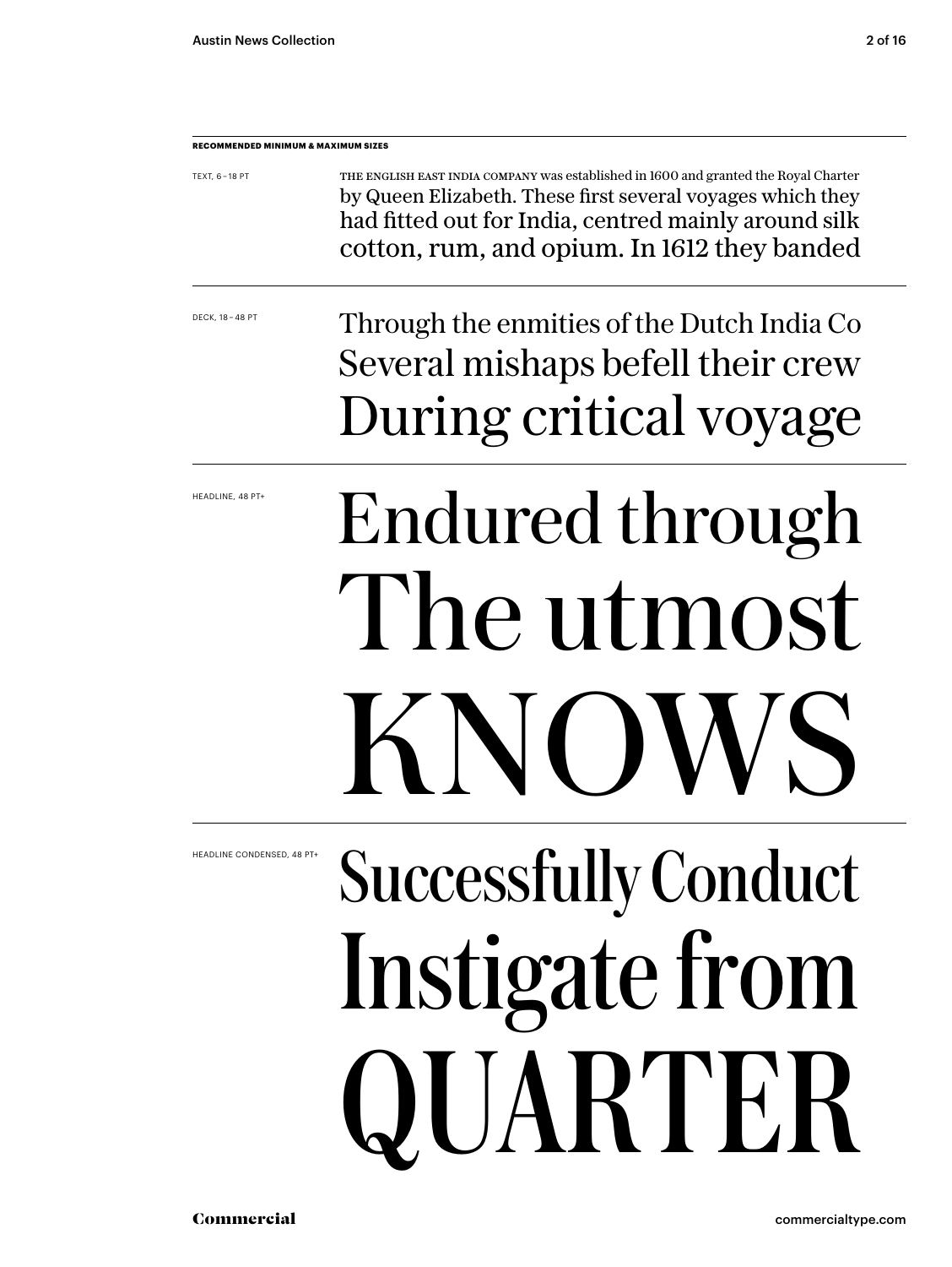**RECOMMENDED MINIMUM & MAXIMUM SIZES**

TEXT, 6 – 18 PT

THE ENGLISH EAST INDIA COMPANY was established in 1600 and granted the Royal Charter by Queen Elizabeth. These first several voyages which they had fitted out for India, centred mainly around silk cotton, rum, and opium. In 1612 they banded

DECK, 18 – 48 PT

Through the enmities of the Dutch India Co
Several mishaps befell their crew
During critical voyage

HEADLINE, 48 PT+

Endured through
The utmost
KNOWS

HEADLINE CONDENSED, 48 PT+

Successfully Conduct
Instigate from
QUARTER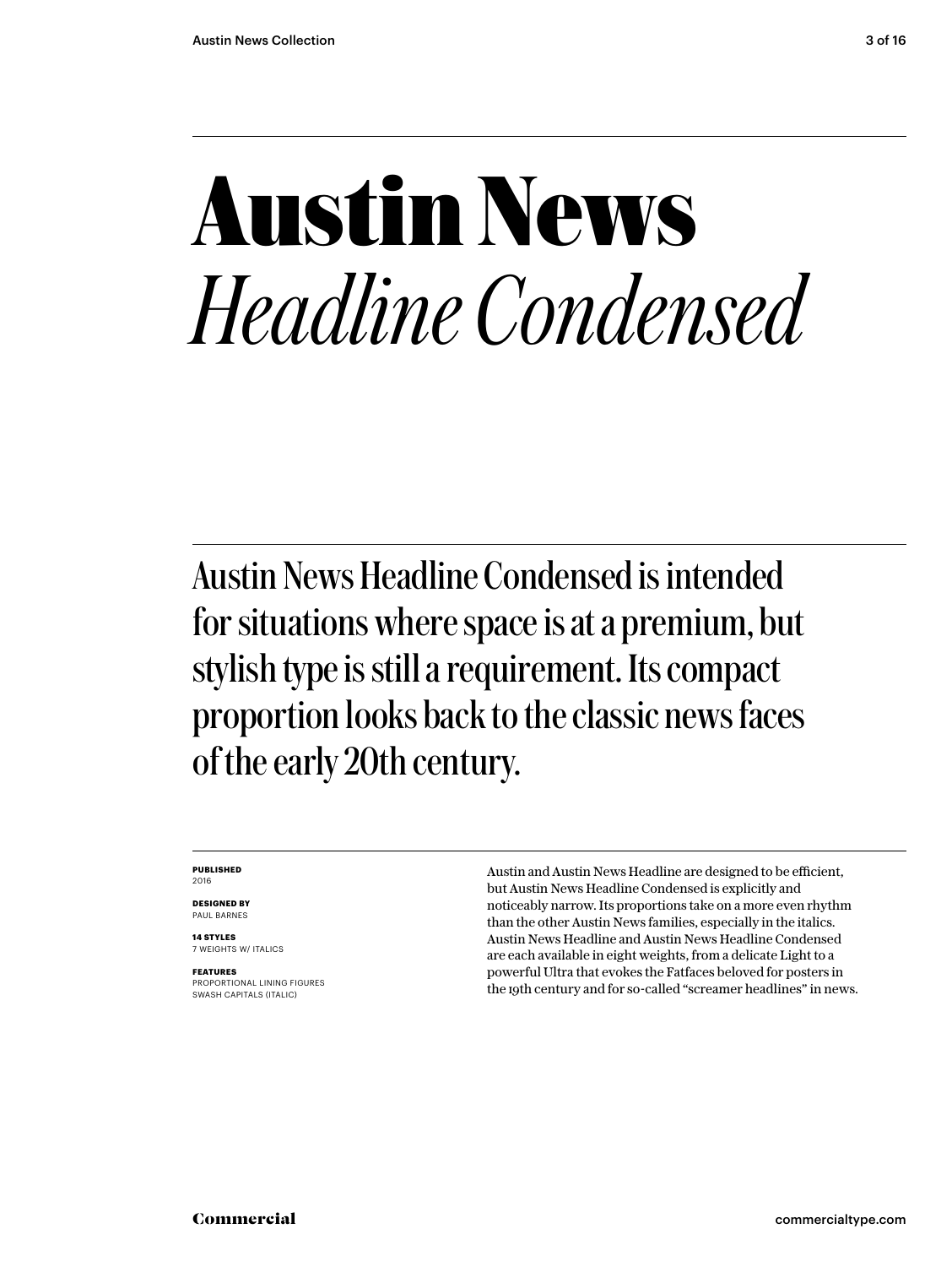# Austin News
# *Headline Condensed*

Austin News Headline Condensed is intended for situations where space is at a premium, but stylish type is still a requirement. Its compact proportion looks back to the classic news faces of the early 20th century.

**PUBLISHED**
2016

**DESIGNED BY**
PAUL BARNES

**14 STYLES**
7 WEIGHTS W/ ITALICS

**FEATURES**
PROPORTIONAL LINING FIGURES
SWASH CAPITALS (ITALIC)

Austin and Austin News Headline are designed to be efficient, but Austin News Headline Condensed is explicitly and noticeably narrow. Its proportions take on a more even rhythm than the other Austin News families, especially in the italics. Austin News Headline and Austin News Headline Condensed are each available in eight weights, from a delicate Light to a powerful Ultra that evokes the Fatfaces beloved for posters in the 19th century and for so-called "screamer headlines" in news.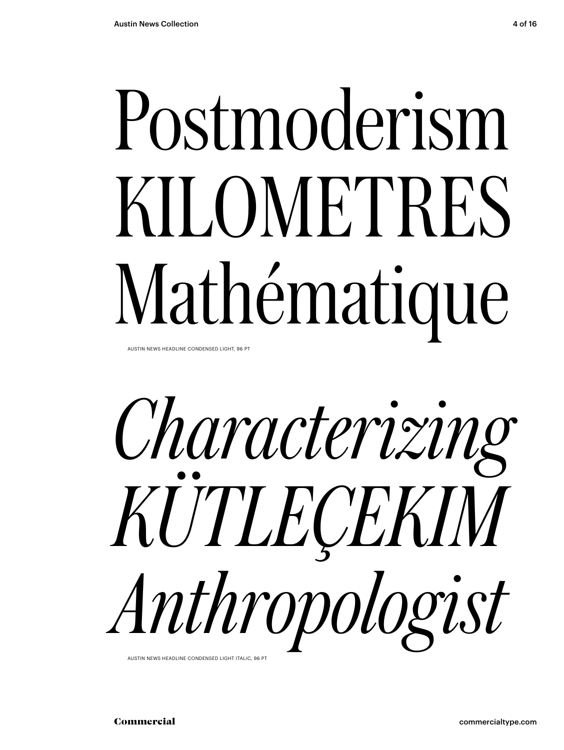Postmoderism
KILOMETRES
Mathématique

AUSTIN NEWS HEADLINE CONDENSED LIGHT, 96 PT

*Characterizing*
*KÜTLEÇEKIM*
*Anthropologist*

AUSTIN NEWS HEADLINE CONDENSED LIGHT ITALIC, 96 PT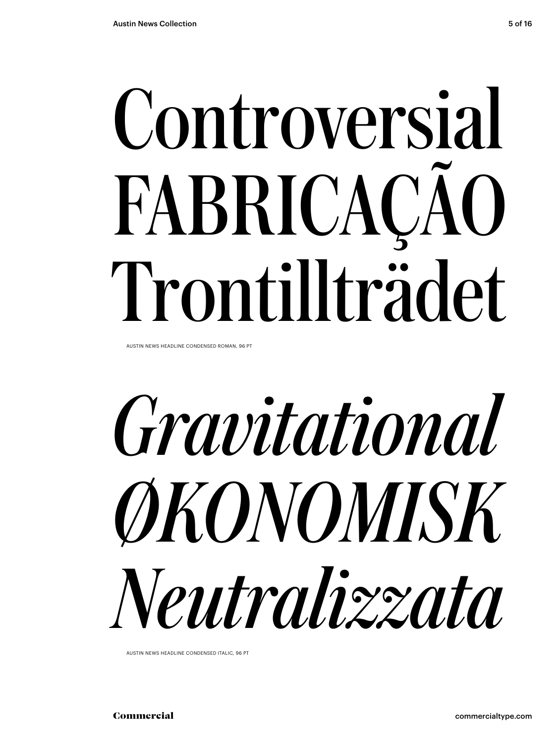Controversial
FABRICAÇÃO
Trontillträdet

AUSTIN NEWS HEADLINE CONDENSED ROMAN, 96 PT

*Gravitational*
*ØKONOMISK*
*Neutralizzata*

AUSTIN NEWS HEADLINE CONDENSED ITALIC, 96 PT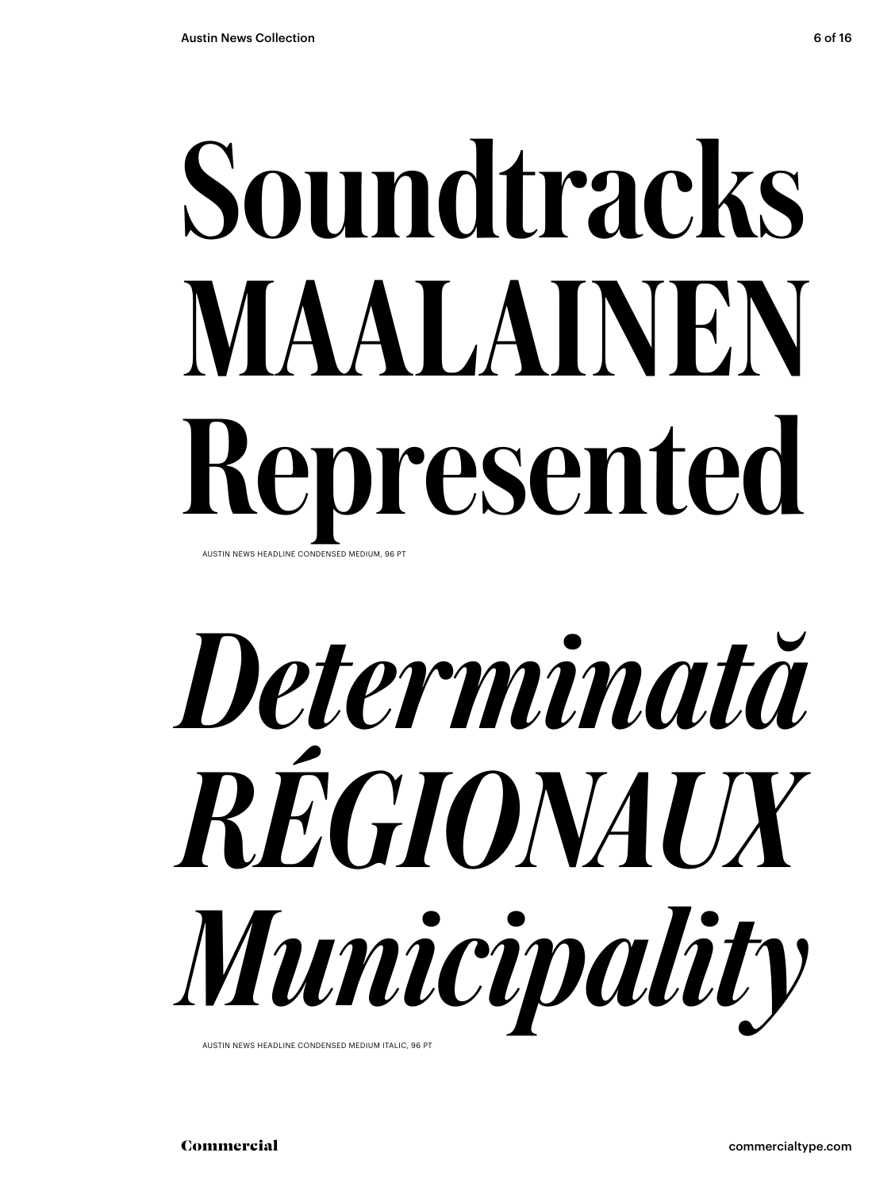# Soundtracks MAALAINEN Represented

AUSTIN NEWS HEADLINE CONDENSED MEDIUM, 96 PT

# *Determinată RÉGIONAUX Municipality*

AUSTIN NEWS HEADLINE CONDENSED MEDIUM ITALIC, 96 PT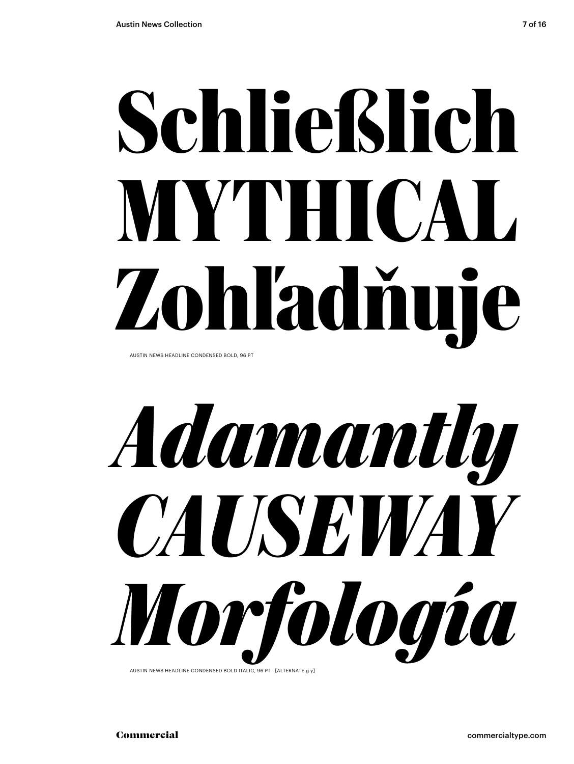Schließlich
MYTHICAL
Zohľadňuje

AUSTIN NEWS HEADLINE CONDENSED BOLD, 96 PT

*Adamantly*
*CAUSEWAY*
*Morfología*

AUSTIN NEWS HEADLINE CONDENSED BOLD ITALIC, 96 PT [ALTERNATE g y]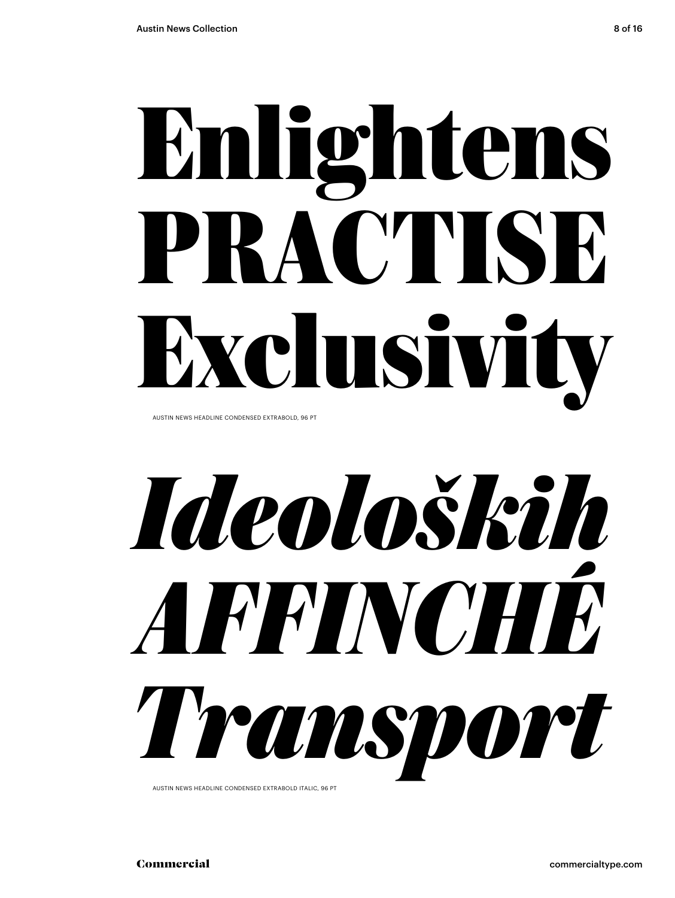# Enlightens PRACTISE Exclusivity

AUSTIN NEWS HEADLINE CONDENSED EXTRABOLD, 96 PT

# *Ideoloških AFFINCHÉ Transport*

AUSTIN NEWS HEADLINE CONDENSED EXTRABOLD ITALIC, 96 PT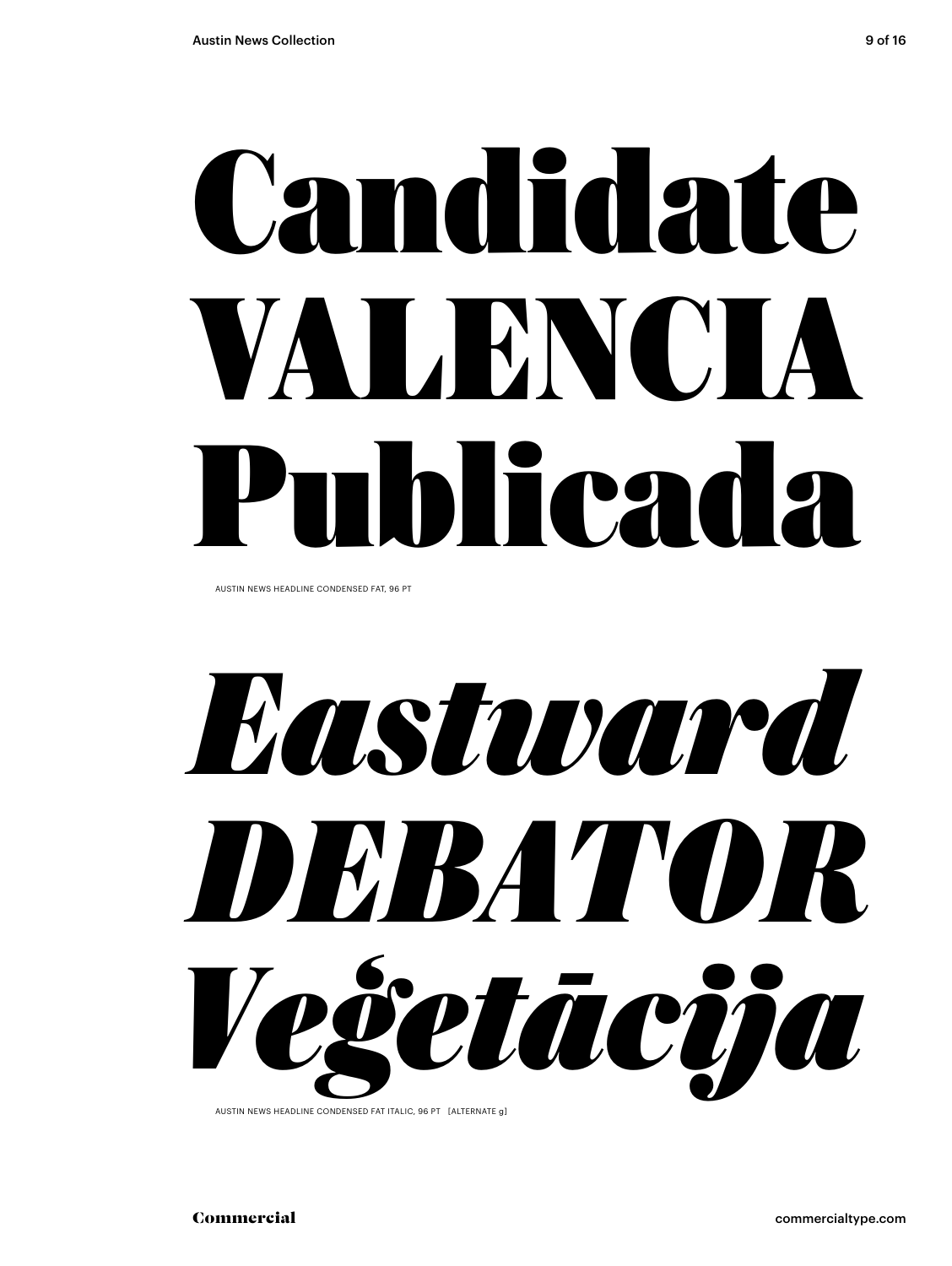# Candidate VALENCIA Publicada

AUSTIN NEWS HEADLINE CONDENSED FAT, 96 PT

# *Eastward DEBATOR Veģetācija*

AUSTIN NEWS HEADLINE CONDENSED FAT ITALIC, 96 PT [ALTERNATE g]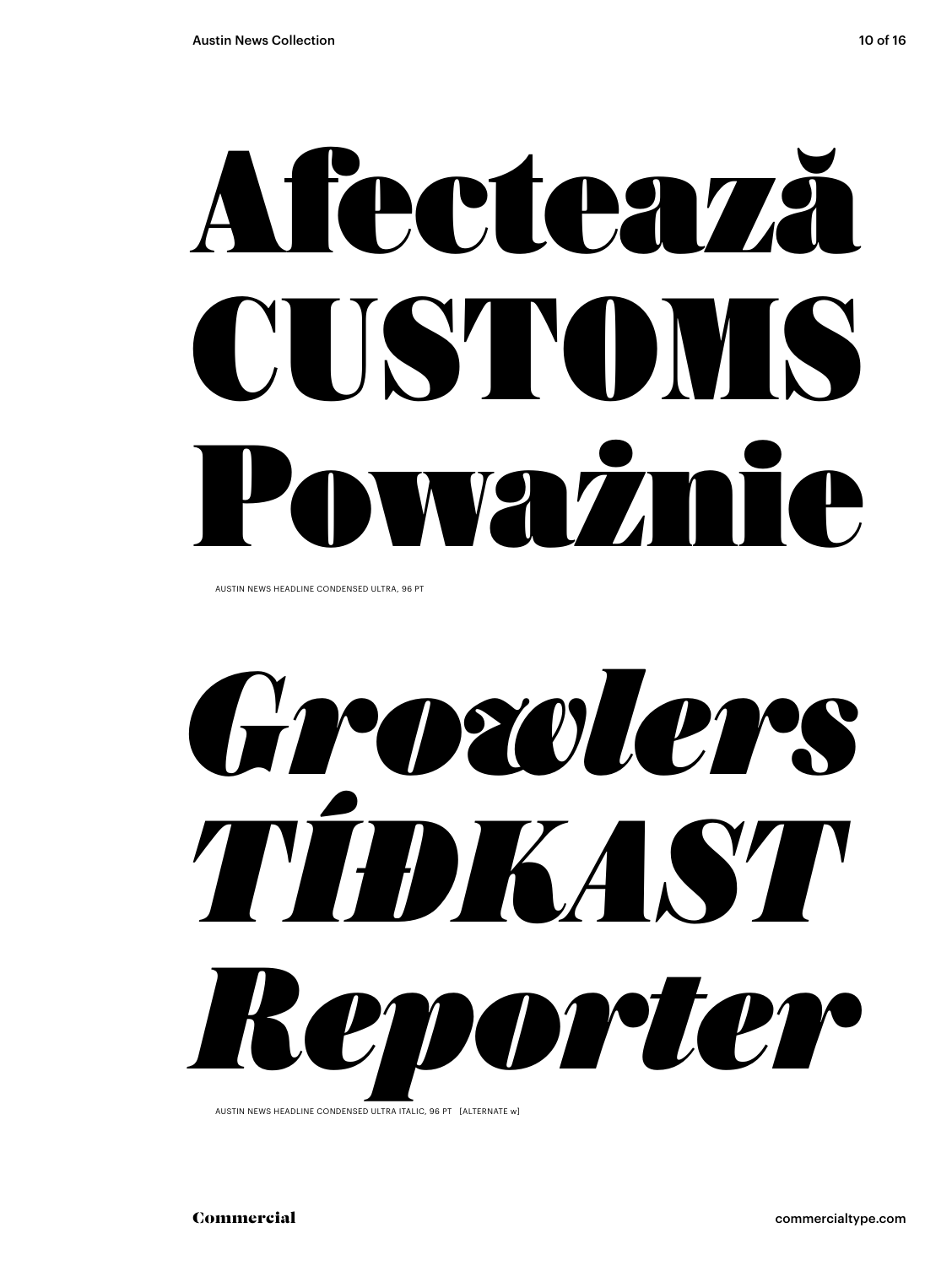# Afectează
# CUSTOMS
# Poważnie

AUSTIN NEWS HEADLINE CONDENSED ULTRA, 96 PT

# *Growlers*
# *TÍĐKAST*
# *Reporter*

AUSTIN NEWS HEADLINE CONDENSED ULTRA ITALIC, 96 PT [ALTERNATE w]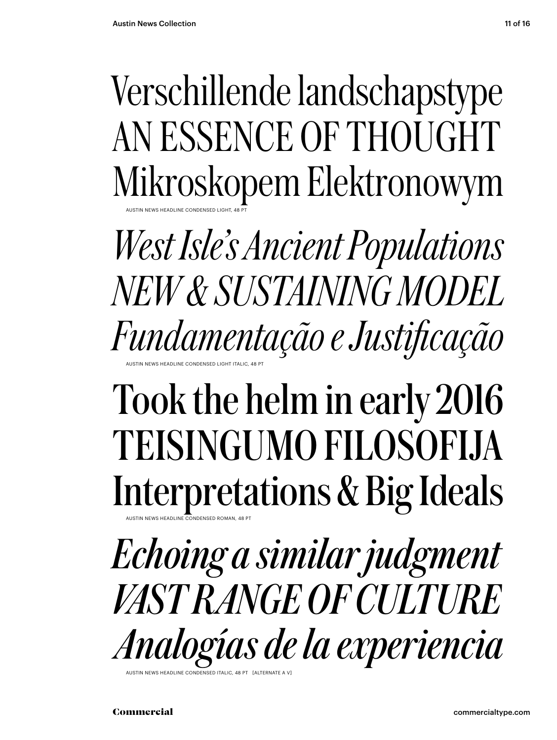Verschillende landschapstype
AN ESSENCE OF THOUGHT
Mikroskopem Elektronowym

AUSTIN NEWS HEADLINE CONDENSED LIGHT, 48 PT

*West Isle's Ancient Populations*
*NEW & SUSTAINING MODEL*
*Fundamentação e Justificação*

AUSTIN NEWS HEADLINE CONDENSED LIGHT ITALIC, 48 PT

Took the helm in early 2016
TEISINGUMO FILOSOFIJA
Interpretations & Big Ideals

AUSTIN NEWS HEADLINE CONDENSED ROMAN, 48 PT

*Echoing a similar judgment*
*VAST RANGE OF CULTURE*
*Analogías de la experiencia*

AUSTIN NEWS HEADLINE CONDENSED ITALIC, 48 PT [ALTERNATE A V]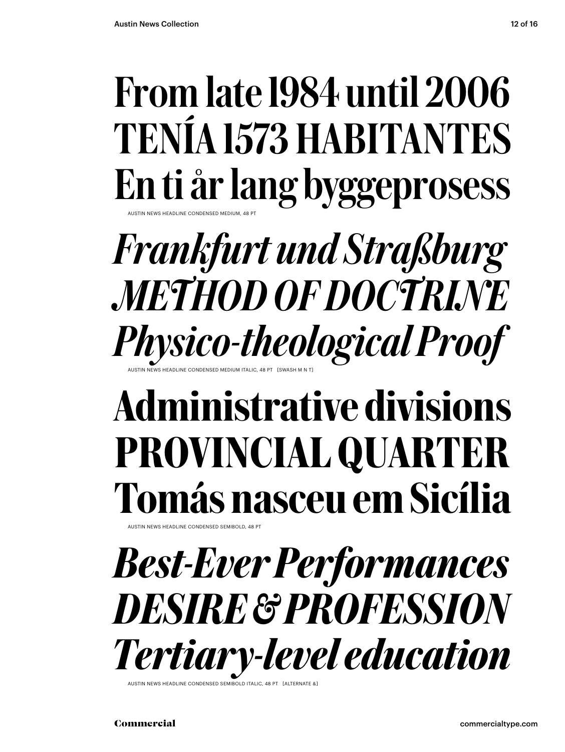From late 1984 until 2006
TENÍA 1573 HABITANTES
En ti år lang byggeprosess

AUSTIN NEWS HEADLINE CONDENSED MEDIUM, 48 PT

*Frankfurt und Straßburg*
*METHOD OF DOCTRINE*
*Physico-theological Proof*

AUSTIN NEWS HEADLINE CONDENSED MEDIUM ITALIC, 48 PT [SWASH M N T]

**Administrative divisions**
**PROVINCIAL QUARTER**
**Tomás nasceu em Sicília**

AUSTIN NEWS HEADLINE CONDENSED SEMIBOLD, 48 PT

***Best-Ever Performances***
***DESIRE & PROFESSION***
***Tertiary-level education***

AUSTIN NEWS HEADLINE CONDENSED SEMIBOLD ITALIC, 48 PT [ALTERNATE &]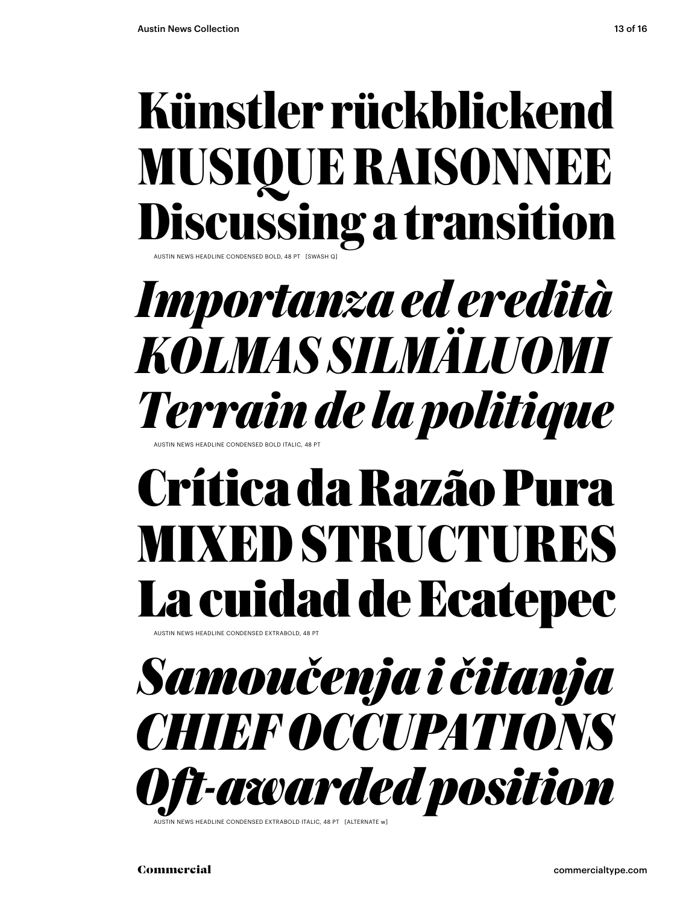# Künstler rückblickend
# MUSIQUE RAISONNEE
# Discussing a transition

AUSTIN NEWS HEADLINE CONDENSED BOLD, 48 PT [SWASH Q]

# *Importanza ed eredità*
# *KOLMAS SILMÄLUOMI*
# *Terrain de la politique*

AUSTIN NEWS HEADLINE CONDENSED BOLD ITALIC, 48 PT

# Crítica da Razão Pura
# MIXED STRUCTURES
# La cuidad de Ecatepec

AUSTIN NEWS HEADLINE CONDENSED EXTRABOLD, 48 PT

# *Samoučenja i čitanja*
# *CHIEF OCCUPATIONS*
# *Oft-awarded position*

AUSTIN NEWS HEADLINE CONDENSED EXTRABOLD ITALIC, 48 PT [ALTERNATE w]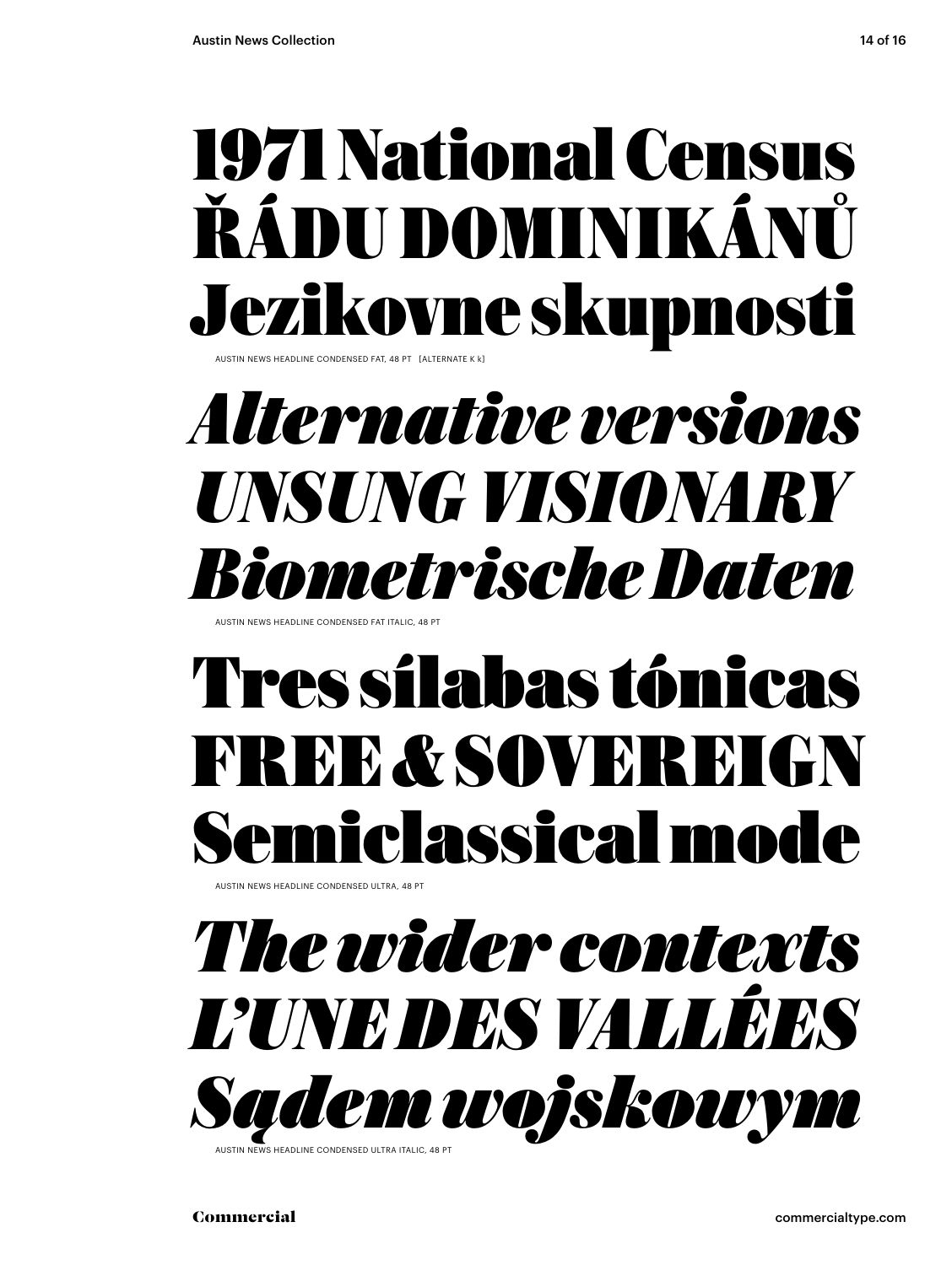1971 National Census
ŘÁDU DOMINIKÁNŮ
Jezikovne skupnosti

AUSTIN NEWS HEADLINE CONDENSED FAT, 48 PT [ALTERNATE K k]

*Alternative versions*
*UNSUNG VISIONARY*
*Biometrische Daten*

AUSTIN NEWS HEADLINE CONDENSED FAT ITALIC, 48 PT

Tres sílabas tónicas
FREE & SOVEREIGN
Semiclassical mode

AUSTIN NEWS HEADLINE CONDENSED ULTRA, 48 PT

*The wider contexts*
*L'UNE DES VALLÉES*
*Sądem wojskowym*

AUSTIN NEWS HEADLINE CONDENSED ULTRA ITALIC, 48 PT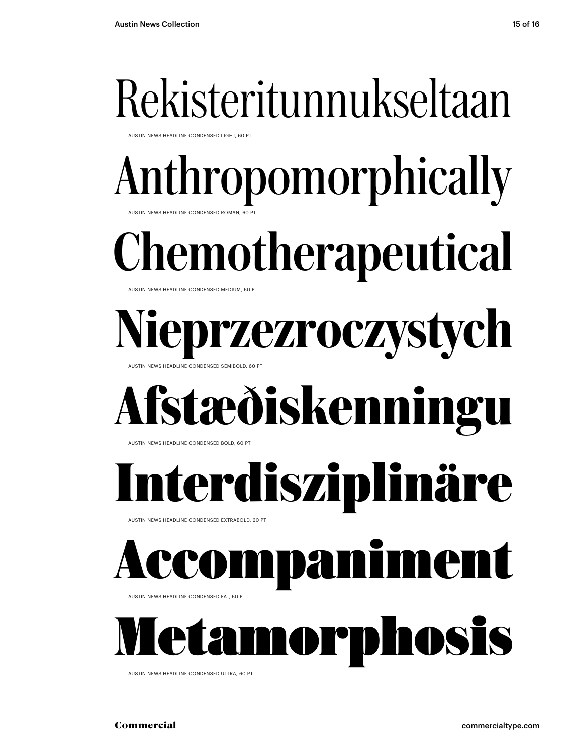Rekisteritunnukseltaan

AUSTIN NEWS HEADLINE CONDENSED LIGHT, 60 PT

Anthropomorphically

AUSTIN NEWS HEADLINE CONDENSED ROMAN, 60 PT

Chemotherapeutical

AUSTIN NEWS HEADLINE CONDENSED MEDIUM, 60 PT

**Nieprzezroczystych**

AUSTIN NEWS HEADLINE CONDENSED SEMIBOLD, 60 PT

**Afstæðiskenningu**

AUSTIN NEWS HEADLINE CONDENSED BOLD, 60 PT

**Interdisziplinäre**

AUSTIN NEWS HEADLINE CONDENSED EXTRABOLD, 60 PT

**Accompaniment**

AUSTIN NEWS HEADLINE CONDENSED FAT, 60 PT

**Metamorphosis**

AUSTIN NEWS HEADLINE CONDENSED ULTRA, 60 PT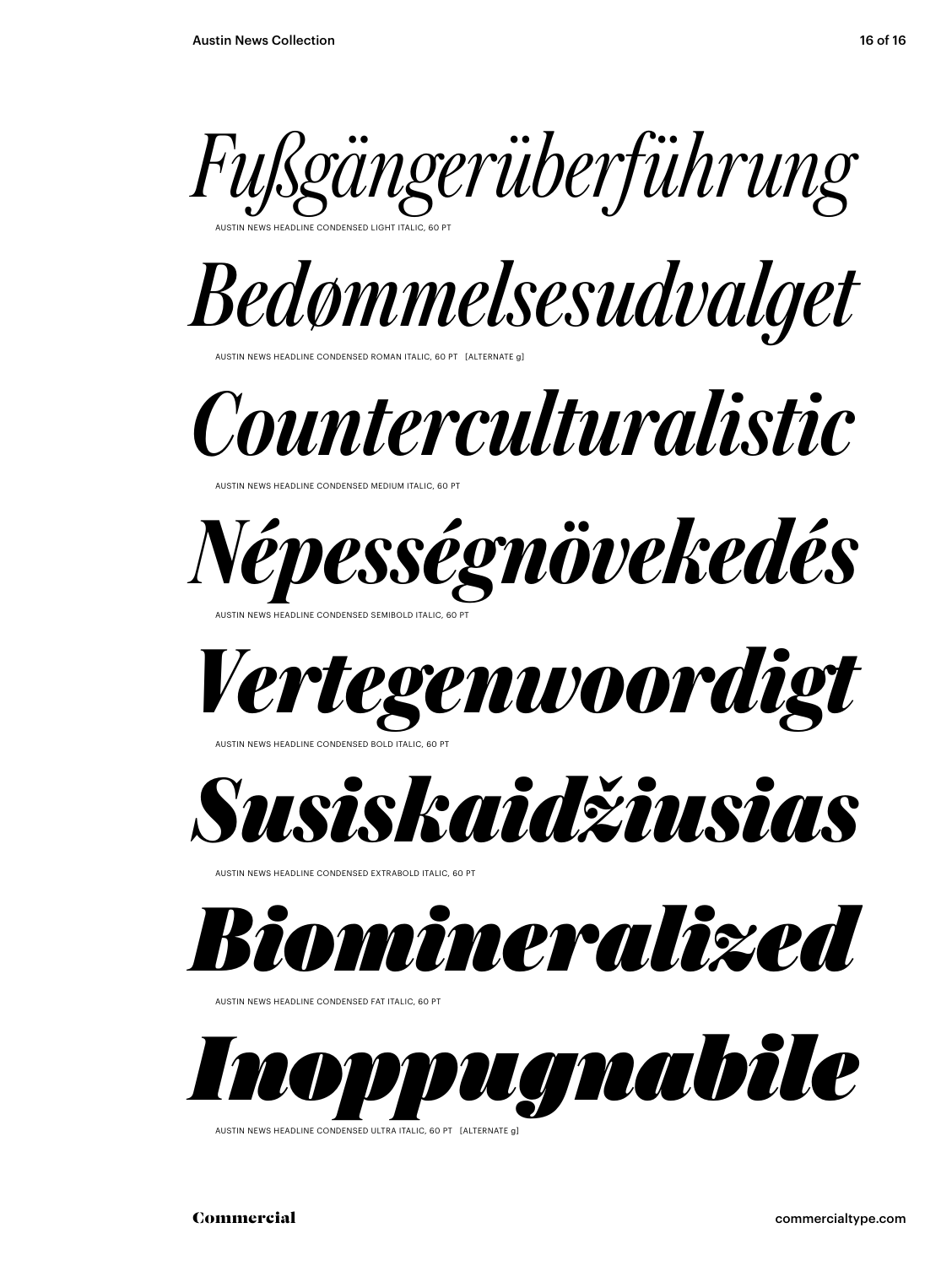*Fußgängerüberführung*

AUSTIN NEWS HEADLINE CONDENSED LIGHT ITALIC, 60 PT

*Bedømmelsesudvalget*

AUSTIN NEWS HEADLINE CONDENSED ROMAN ITALIC, 60 PT [ALTERNATE g]

*Counterculturalistic*

AUSTIN NEWS HEADLINE CONDENSED MEDIUM ITALIC, 60 PT

***Népességnövekedés***

AUSTIN NEWS HEADLINE CONDENSED SEMIBOLD ITALIC, 60 PT

***Vertegenwoordigt***

AUSTIN NEWS HEADLINE CONDENSED BOLD ITALIC, 60 PT

***Susiskaidžiusias***

AUSTIN NEWS HEADLINE CONDENSED EXTRABOLD ITALIC, 60 PT

***Biomineralized***

AUSTIN NEWS HEADLINE CONDENSED FAT ITALIC, 60 PT

***Inoppugnabile***

AUSTIN NEWS HEADLINE CONDENSED ULTRA ITALIC, 60 PT [ALTERNATE g]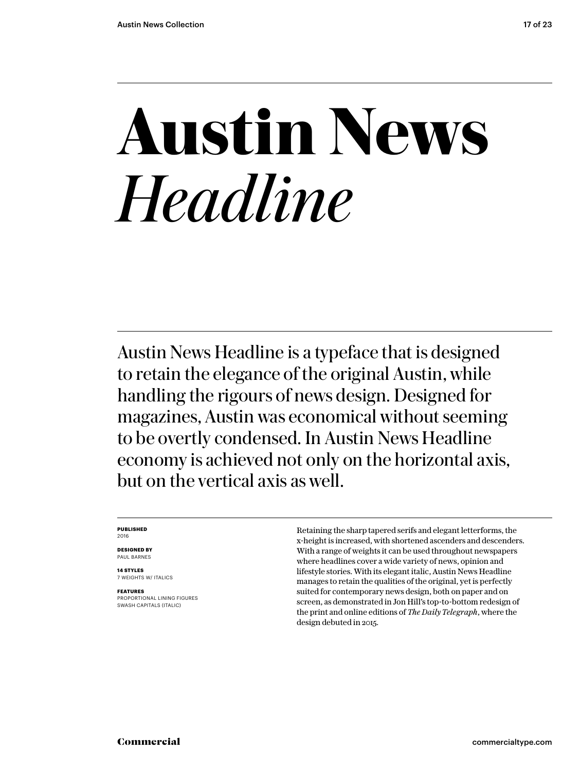# **Austin News** *Headline*

Austin News Headline is a typeface that is designed to retain the elegance of the original Austin, while handling the rigours of news design. Designed for magazines, Austin was economical without seeming to be overtly condensed. In Austin News Headline economy is achieved not only on the horizontal axis, but on the vertical axis as well.

**PUBLISHED**
2016

**DESIGNED BY**
PAUL BARNES

**14 STYLES**
7 WEIGHTS W/ ITALICS

**FEATURES**
PROPORTIONAL LINING FIGURES
SWASH CAPITALS (ITALIC)

Retaining the sharp tapered serifs and elegant letterforms, the x-height is increased, with shortened ascenders and descenders. With a range of weights it can be used throughout newspapers where headlines cover a wide variety of news, opinion and lifestyle stories. With its elegant italic, Austin News Headline manages to retain the qualities of the original, yet is perfectly suited for contemporary news design, both on paper and on screen, as demonstrated in Jon Hill's top-to-bottom redesign of the print and online editions of *The Daily Telegraph*, where the design debuted in 2015.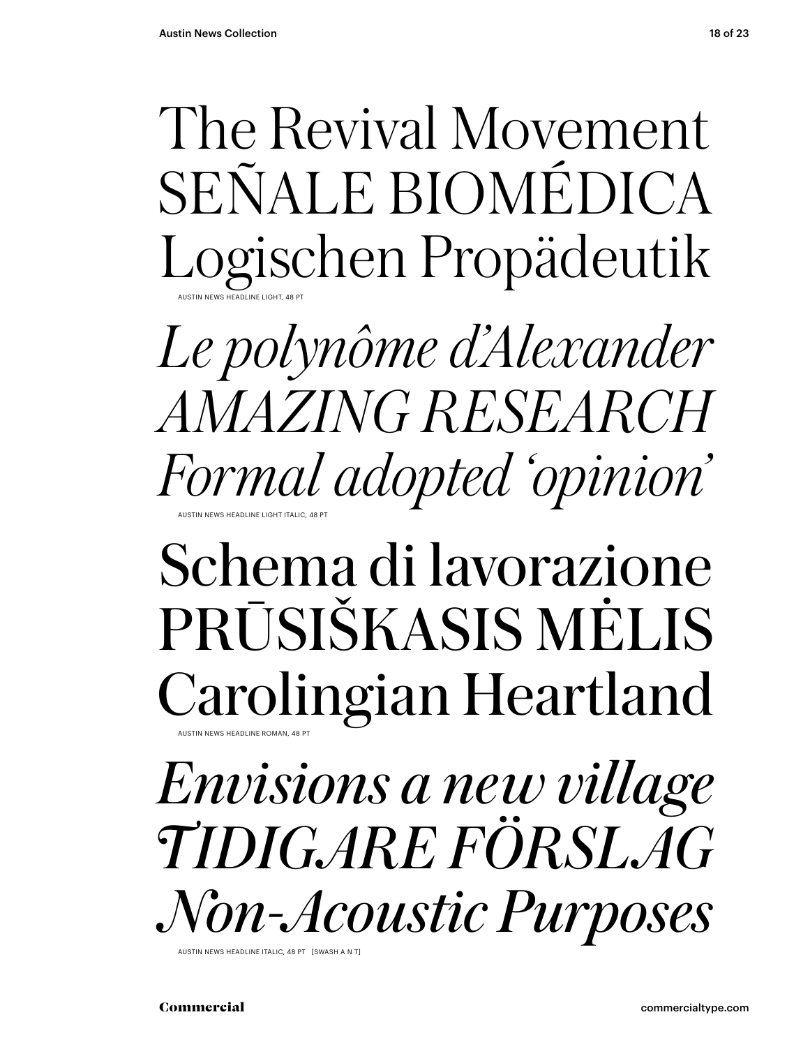The Revival Movement
SEÑALE BIOMÉDICA
Logischen Propädeutik

AUSTIN NEWS HEADLINE LIGHT, 48 PT

*Le polynôme d'Alexander*
*AMAZING RESEARCH*
*Formal adopted 'opinion'*

AUSTIN NEWS HEADLINE LIGHT ITALIC, 48 PT

Schema di lavorazione
PRŪSIŠKASIS MĖLIS
Carolingian Heartland

AUSTIN NEWS HEADLINE ROMAN, 48 PT

*Envisions a new village*
*TIDIGARE FÖRSLAG*
*Non-Acoustic Purposes*

AUSTIN NEWS HEADLINE ITALIC, 48 PT [SWASH A N T]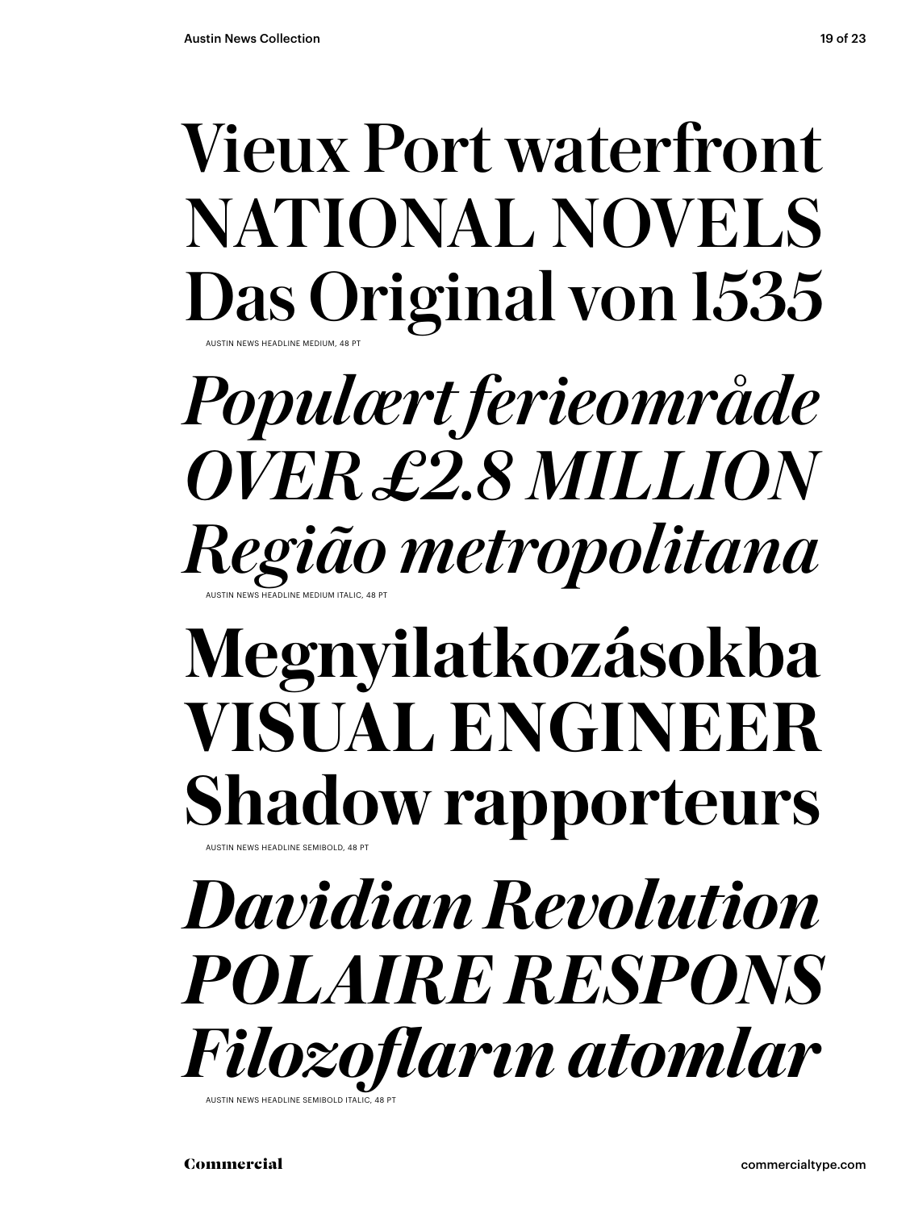Vieux Port waterfront
NATIONAL NOVELS
Das Original von 1535

AUSTIN NEWS HEADLINE MEDIUM, 48 PT

*Populært ferieområde*
*OVER £2.8 MILLION*
*Região metropolitana*

AUSTIN NEWS HEADLINE MEDIUM ITALIC, 48 PT

**Megnyilatkozásokba**
**VISUAL ENGINEER**
**Shadow rapporteurs**

AUSTIN NEWS HEADLINE SEMIBOLD, 48 PT

***Davidian Revolution***
***POLAIRE RESPONS***
***Filozofların atomlar***

AUSTIN NEWS HEADLINE SEMIBOLD ITALIC, 48 PT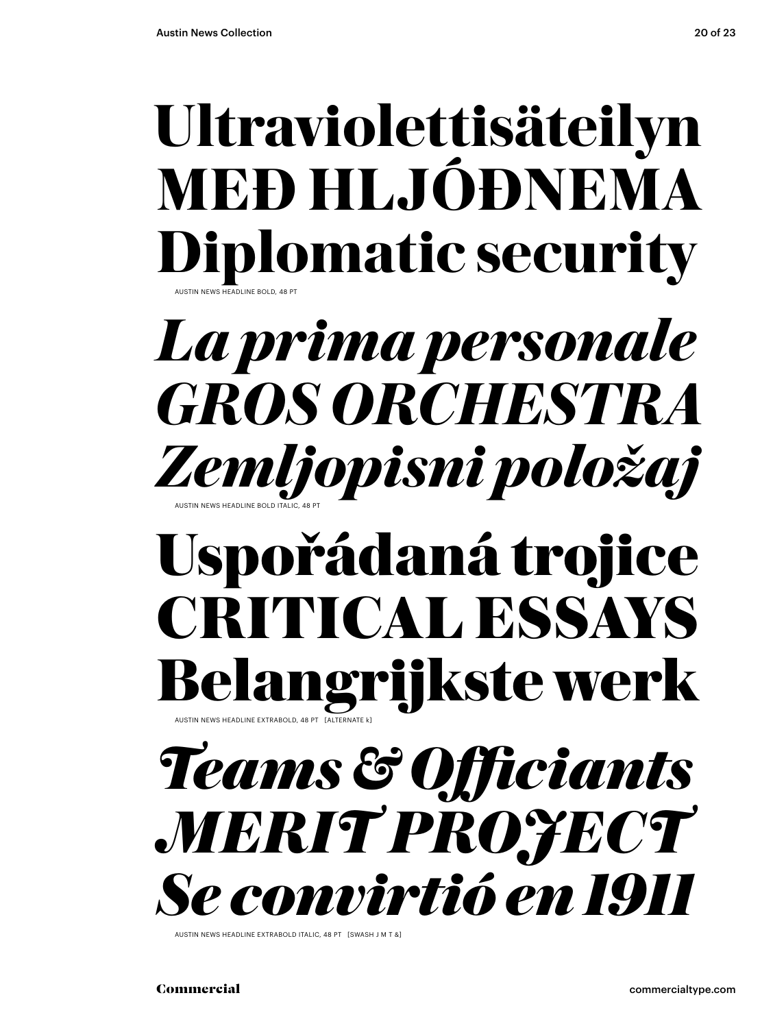**Ultraviolettisäteilyn**
**MEÐ HLJÓÐNEMA**
**Diplomatic security**

AUSTIN NEWS HEADLINE BOLD, 48 PT

***La prima personale***
***GROS ORCHESTRA***
***Zemljopisni položaj***

AUSTIN NEWS HEADLINE BOLD ITALIC, 48 PT

**Uspořádaná trojice**
**CRITICAL ESSAYS**
**Belangrijkste werk**

AUSTIN NEWS HEADLINE EXTRABOLD, 48 PT [ALTERNATE k]

***Teams & Officiants***
***MERIT PROJECT***
***Se convirtió en 1911***

AUSTIN NEWS HEADLINE EXTRABOLD ITALIC, 48 PT [SWASH J M T &]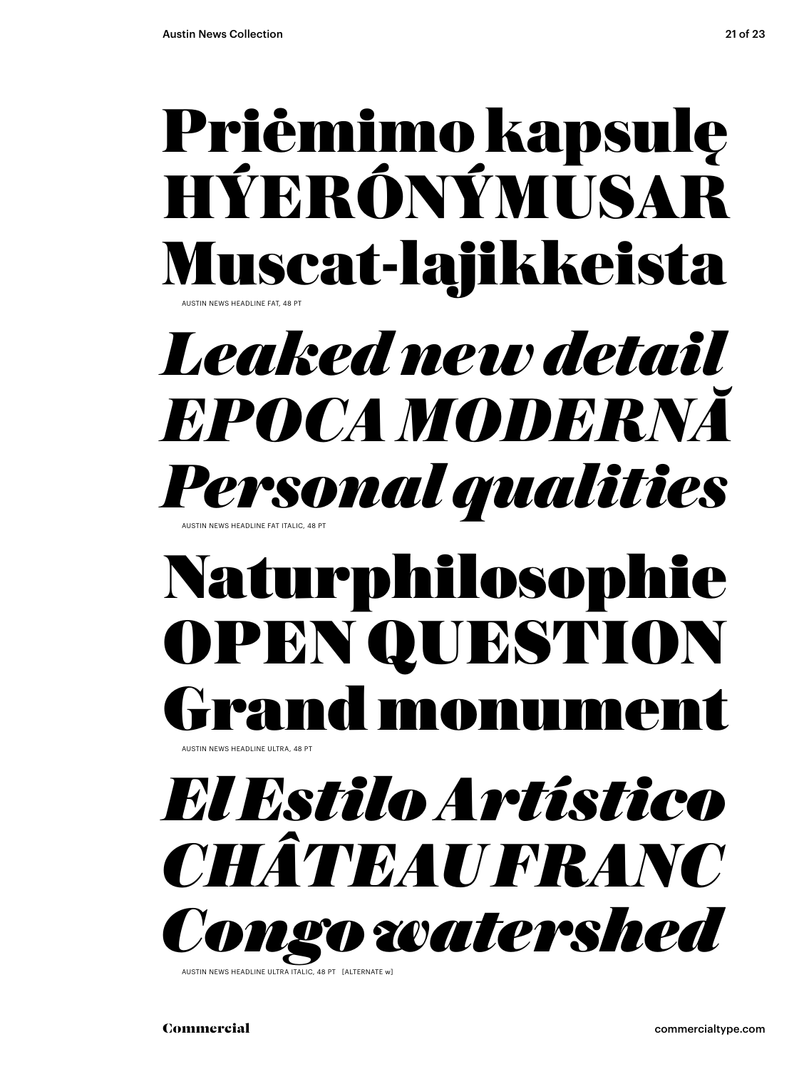**Priėmimo kapsulę**
**HÝERÓNÝMUSAR**
**Muscat-lajikkeista**

AUSTIN NEWS HEADLINE FAT, 48 PT

***Leaked new detail***
***EPOCA MODERNĂ***
***Personal qualities***

AUSTIN NEWS HEADLINE FAT ITALIC, 48 PT

**Naturphilosophie**
**OPEN QUESTION**
**Grand monument**

AUSTIN NEWS HEADLINE ULTRA, 48 PT

***El Estilo Artístico***
***CHÂTEAU FRANC***
***Congo watershed***

AUSTIN NEWS HEADLINE ULTRA ITALIC, 48 PT [ALTERNATE w]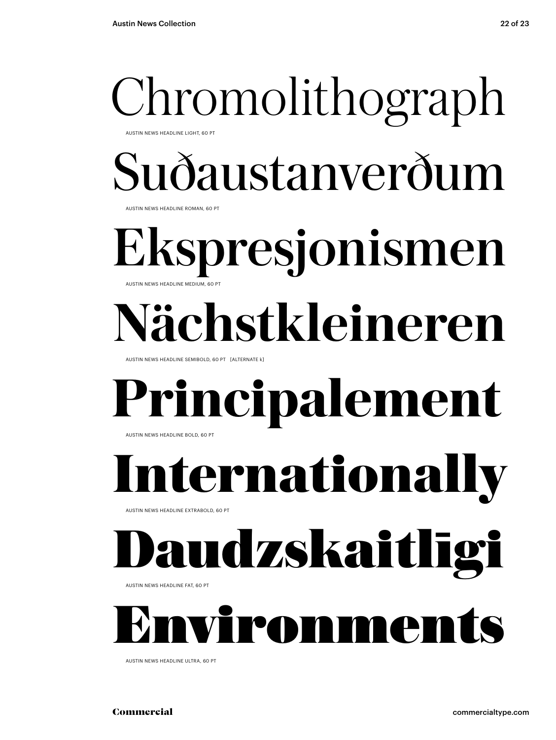# Chromolithograph

AUSTIN NEWS HEADLINE LIGHT, 60 PT

# Suðaustanverðum

AUSTIN NEWS HEADLINE ROMAN, 60 PT

# Ekspresjonismen

AUSTIN NEWS HEADLINE MEDIUM, 60 PT

# Nächstkleineren

AUSTIN NEWS HEADLINE SEMIBOLD, 60 PT [ALTERNATE k]

# Principalement

AUSTIN NEWS HEADLINE BOLD, 60 PT

# Internationally

AUSTIN NEWS HEADLINE EXTRABOLD, 60 PT

# Daudzskaitlīgi

AUSTIN NEWS HEADLINE FAT, 60 PT

# Environments

AUSTIN NEWS HEADLINE ULTRA, 60 PT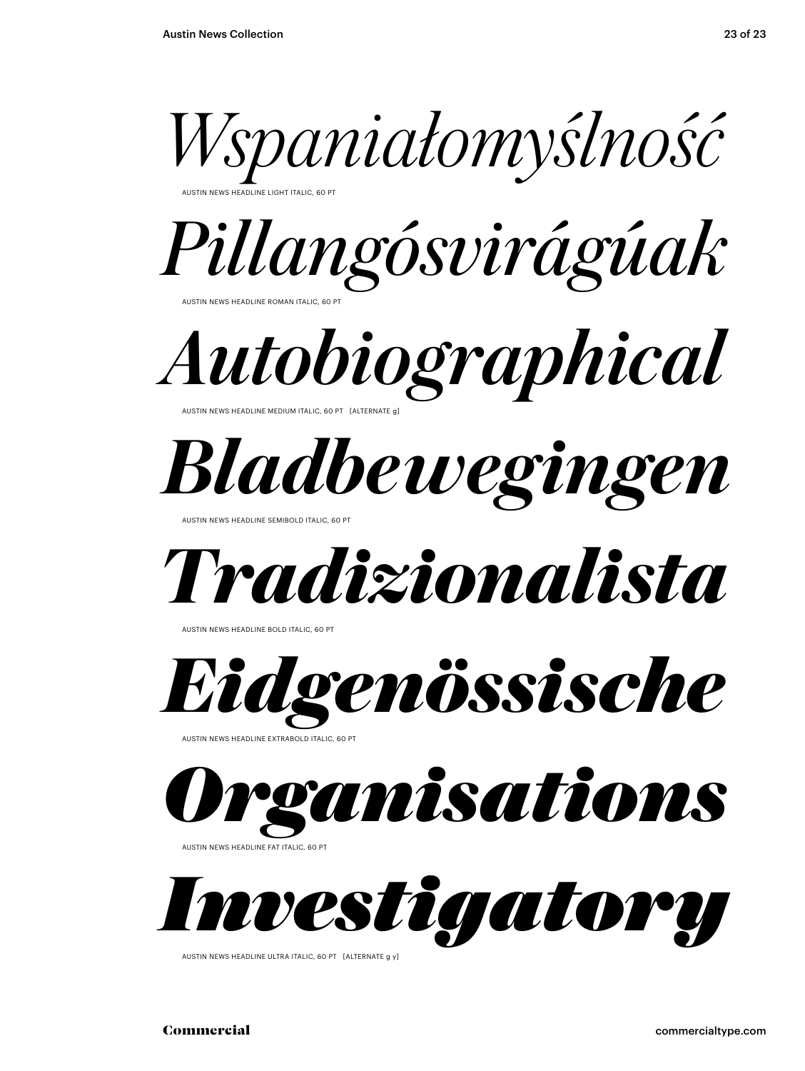*Wspaniałomyślność*

AUSTIN NEWS HEADLINE LIGHT ITALIC, 60 PT

*Pillangósvirágúak*

AUSTIN NEWS HEADLINE ROMAN ITALIC, 60 PT

*Autobiographical*

AUSTIN NEWS HEADLINE MEDIUM ITALIC, 60 PT [ALTERNATE g]

***Bladbewegingen***

AUSTIN NEWS HEADLINE SEMIBOLD ITALIC, 60 PT

***Tradizionalista***

AUSTIN NEWS HEADLINE BOLD ITALIC, 60 PT

***Eidgenössische***

AUSTIN NEWS HEADLINE EXTRABOLD ITALIC, 60 PT

***Organisations***

AUSTIN NEWS HEADLINE FAT ITALIC, 60 PT

***Investigatory***

AUSTIN NEWS HEADLINE ULTRA ITALIC, 60 PT [ALTERNATE g y]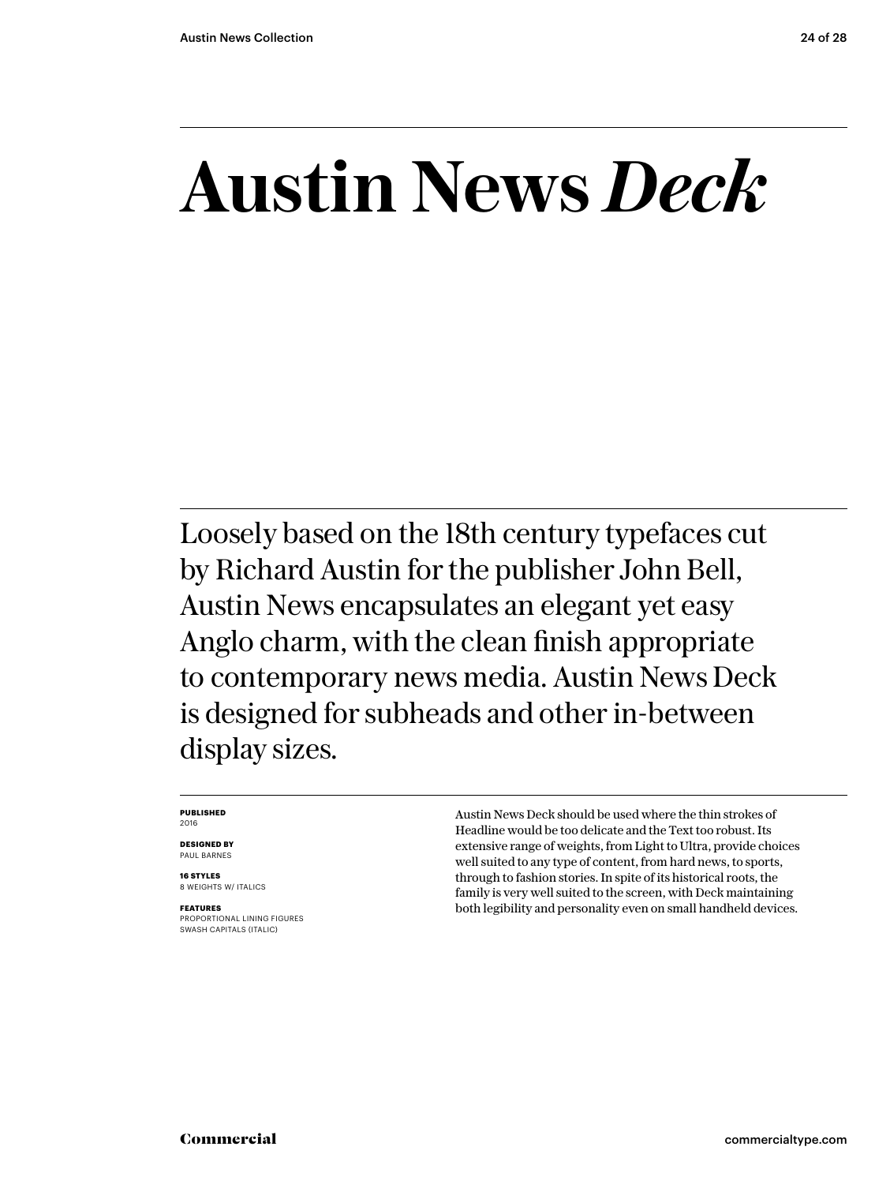# Austin News *Deck*

Loosely based on the 18th century typefaces cut by Richard Austin for the publisher John Bell, Austin News encapsulates an elegant yet easy Anglo charm, with the clean finish appropriate to contemporary news media. Austin News Deck is designed for subheads and other in-between display sizes.

**PUBLISHED**
2016

**DESIGNED BY**
PAUL BARNES

**16 STYLES**
8 WEIGHTS W/ ITALICS

**FEATURES**
PROPORTIONAL LINING FIGURES
SWASH CAPITALS (ITALIC)

Austin News Deck should be used where the thin strokes of Headline would be too delicate and the Text too robust. Its extensive range of weights, from Light to Ultra, provide choices well suited to any type of content, from hard news, to sports, through to fashion stories. In spite of its historical roots, the family is very well suited to the screen, with Deck maintaining both legibility and personality even on small handheld devices.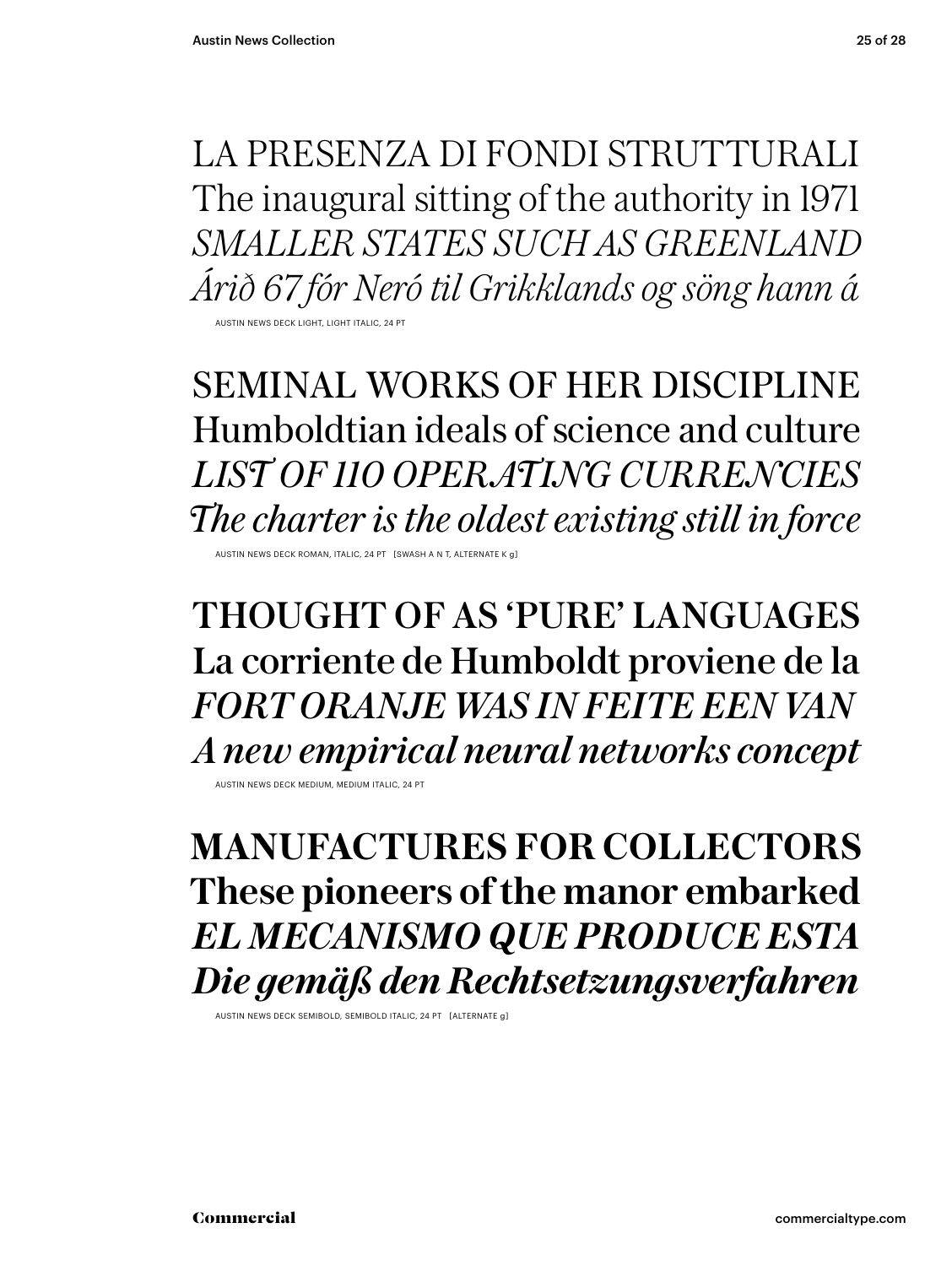LA PRESENZA DI FONDI STRUTTURALI
The inaugural sitting of the authority in 1971
*SMALLER STATES SUCH AS GREENLAND*
*Árið 67 fór Neró til Grikklands og söng hann á*

AUSTIN NEWS DECK LIGHT, LIGHT ITALIC, 24 PT

SEMINAL WORKS OF HER DISCIPLINE
Humboldtian ideals of science and culture
*LIST OF 110 OPERATING CURRENCIES*
*The charter is the oldest existing still in force*

AUSTIN NEWS DECK ROMAN, ITALIC, 24 PT [SWASH A N T, ALTERNATE K g]

THOUGHT OF AS 'PURE' LANGUAGES
La corriente de Humboldt proviene de la
*FORT ORANJE WAS IN FEITE EEN VAN*
*A new empirical neural networks concept*

AUSTIN NEWS DECK MEDIUM, MEDIUM ITALIC, 24 PT

**MANUFACTURES FOR COLLECTORS**
**These pioneers of the manor embarked**
***EL MECANISMO QUE PRODUCE ESTA***
***Die gemäß den Rechtsetzungsverfahren***

AUSTIN NEWS DECK SEMIBOLD, SEMIBOLD ITALIC, 24 PT [ALTERNATE g]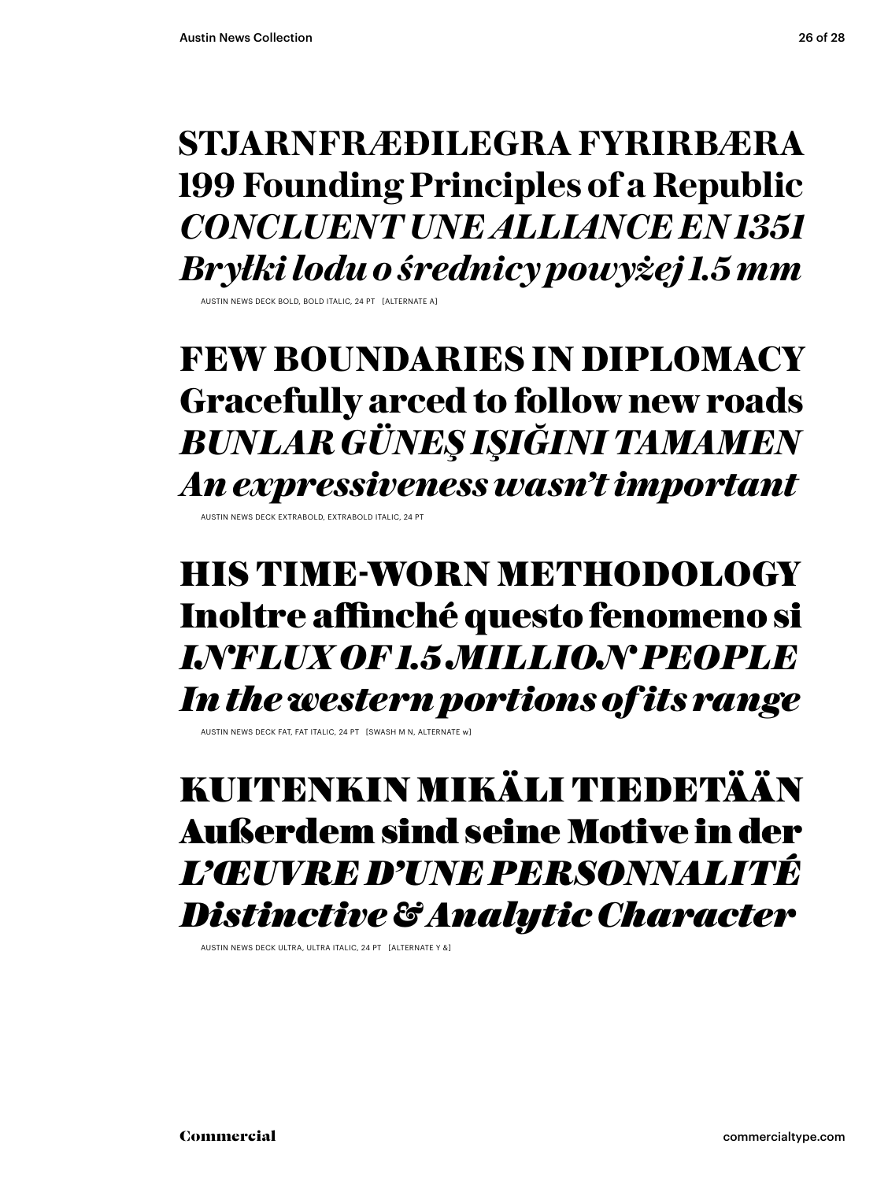**STJARNFRÆÐILEGRA FYRIRBÆRA**
**199 Founding Principles of a Republic**
***CONCLUENT UNE ALLIANCE EN 1351***
***Bryłki lodu o średnicy powyżej 1.5 mm***

AUSTIN NEWS DECK BOLD, BOLD ITALIC, 24 PT [ALTERNATE A]

**FEW BOUNDARIES IN DIPLOMACY**
**Gracefully arced to follow new roads**
***BUNLAR GÜNEŞ IŞIĞINI TAMAMEN***
***An expressiveness wasn't important***

AUSTIN NEWS DECK EXTRABOLD, EXTRABOLD ITALIC, 24 PT

**HIS TIME-WORN METHODOLOGY**
**Inoltre affinché questo fenomeno si**
***INFLUX OF 1.5 MILLION PEOPLE***
***In the western portions of its range***

AUSTIN NEWS DECK FAT, FAT ITALIC, 24 PT [SWASH M N, ALTERNATE w]

**KUITENKIN MIKÄLI TIEDETÄÄN**
**Außerdem sind seine Motive in der**
***L'ŒUVRE D'UNE PERSONNALITÉ***
***Distinctive & Analytic Character***

AUSTIN NEWS DECK ULTRA, ULTRA ITALIC, 24 PT [ALTERNATE Y &]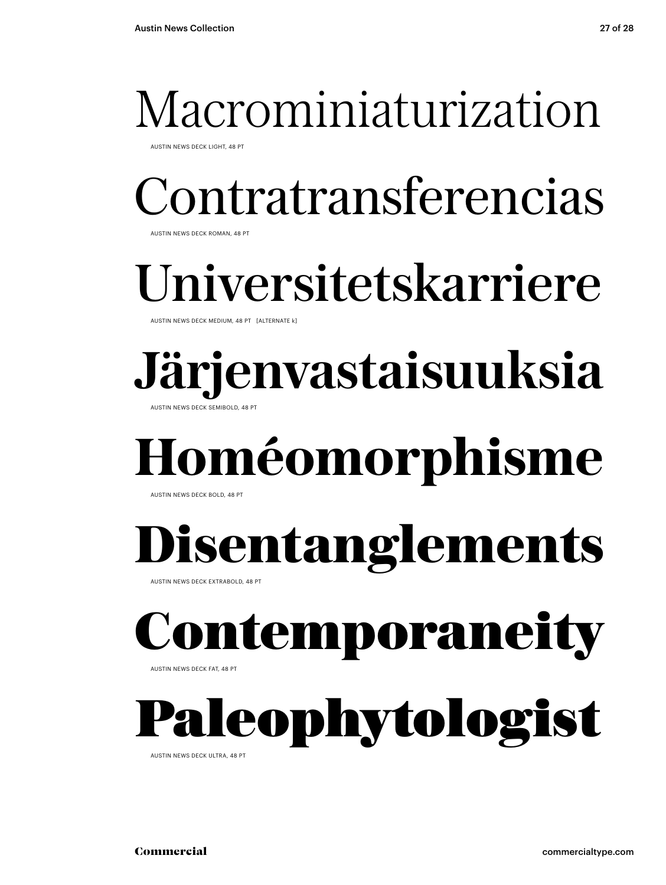Macrominiaturization

AUSTIN NEWS DECK LIGHT, 48 PT

Contratransferencias

AUSTIN NEWS DECK ROMAN, 48 PT

Universitetskarriere

AUSTIN NEWS DECK MEDIUM, 48 PT [ALTERNATE k]

**Järjenvastaisuuksia**

AUSTIN NEWS DECK SEMIBOLD, 48 PT

**Homéomorphisme**

AUSTIN NEWS DECK BOLD, 48 PT

**Disentanglements**

AUSTIN NEWS DECK EXTRABOLD, 48 PT

**Contemporaneity**

AUSTIN NEWS DECK FAT, 48 PT

**Paleophytologist**

AUSTIN NEWS DECK ULTRA, 48 PT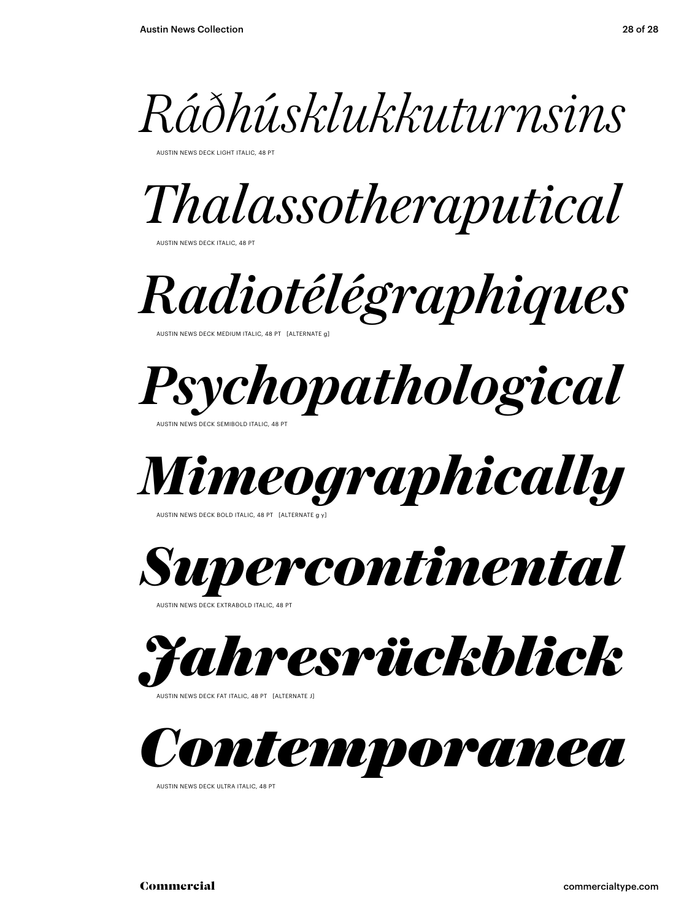*Ráðhúsklukkuturnsins*

AUSTIN NEWS DECK LIGHT ITALIC, 48 PT

*Thalassotheraputical*

AUSTIN NEWS DECK ITALIC, 48 PT

*Radiotélégraphiques*

AUSTIN NEWS DECK MEDIUM ITALIC, 48 PT [ALTERNATE g]

***Psychopathological***

AUSTIN NEWS DECK SEMIBOLD ITALIC, 48 PT

***Mimeographically***

AUSTIN NEWS DECK BOLD ITALIC, 48 PT [ALTERNATE g y]

***Supercontinental***

AUSTIN NEWS DECK EXTRABOLD ITALIC, 48 PT

***Jahresrückblick***

AUSTIN NEWS DECK FAT ITALIC, 48 PT [ALTERNATE J]

***Contemporanea***

AUSTIN NEWS DECK ULTRA ITALIC, 48 PT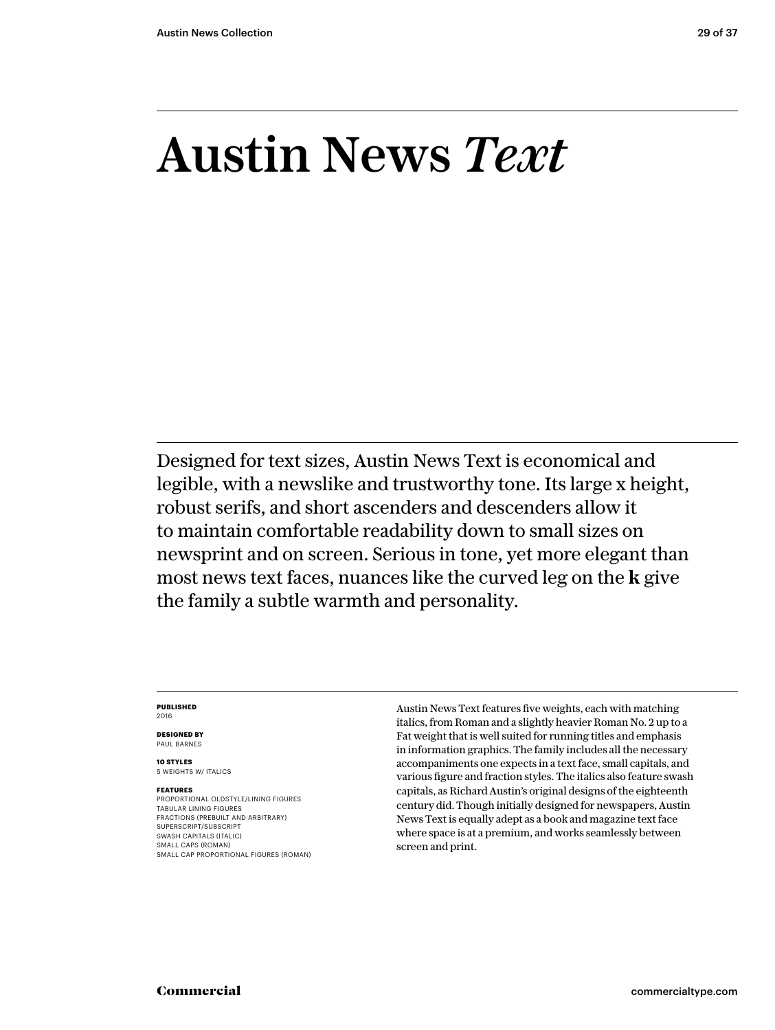# Austin News *Text*

Designed for text sizes, Austin News Text is economical and legible, with a newslike and trustworthy tone. Its large x height, robust serifs, and short ascenders and descenders allow it to maintain comfortable readability down to small sizes on newsprint and on screen. Serious in tone, yet more elegant than most news text faces, nuances like the curved leg on the **k** give the family a subtle warmth and personality.

**PUBLISHED**
2016

**DESIGNED BY**
PAUL BARNES

**10 STYLES**
5 WEIGHTS W/ ITALICS

**FEATURES**
PROPORTIONAL OLDSTYLE/LINING FIGURES
TABULAR LINING FIGURES
FRACTIONS (PREBUILT AND ARBITRARY)
SUPERSCRIPT/SUBSCRIPT
SWASH CAPITALS (ITALIC)
SMALL CAPS (ROMAN)
SMALL CAP PROPORTIONAL FIGURES (ROMAN)

Austin News Text features five weights, each with matching italics, from Roman and a slightly heavier Roman No. 2 up to a Fat weight that is well suited for running titles and emphasis in information graphics. The family includes all the necessary accompaniments one expects in a text face, small capitals, and various figure and fraction styles. The italics also feature swash capitals, as Richard Austin's original designs of the eighteenth century did. Though initially designed for newspapers, Austin News Text is equally adept as a book and magazine text face where space is at a premium, and works seamlessly between screen and print.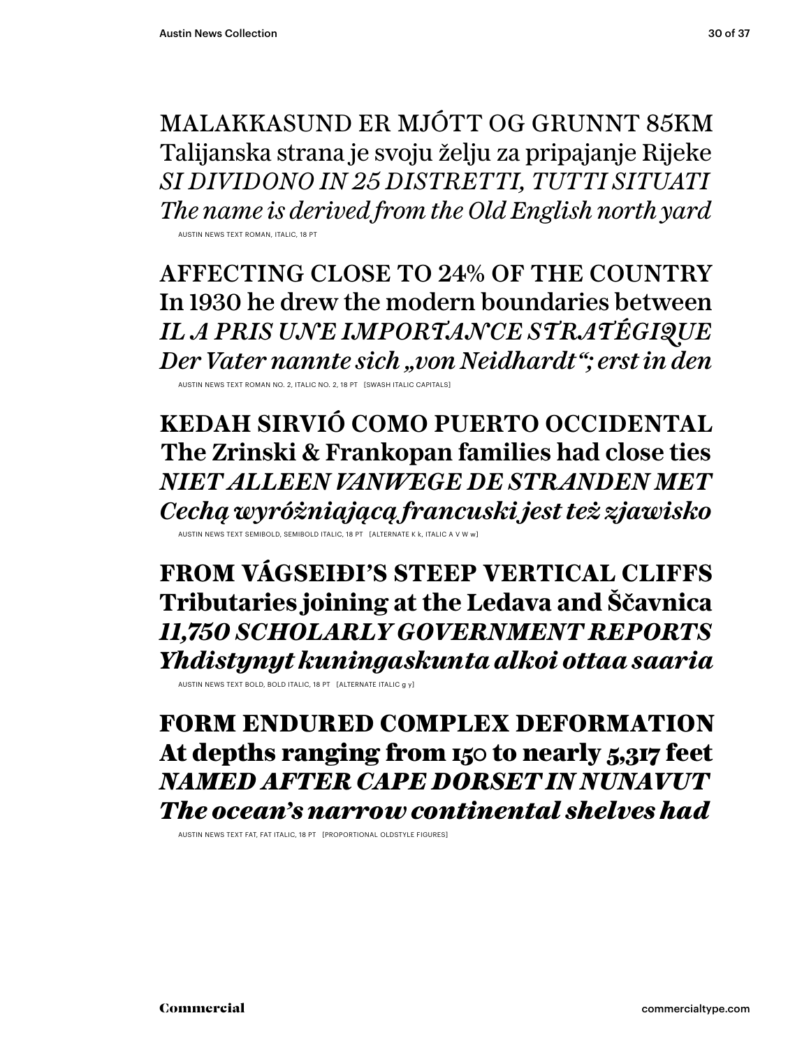MALAKKASUND ER MJÓTT OG GRUNNT 85KM
Talijanska strana je svoju želju za pripajanje Rijeke
*SI DIVIDONO IN 25 DISTRETTI, TUTTI SITUATI*
*The name is derived from the Old English north yard*

AUSTIN NEWS TEXT ROMAN, ITALIC, 18 PT

AFFECTING CLOSE TO 24% OF THE COUNTRY
In 1930 he drew the modern boundaries between
*IL A PRIS UNE IMPORTANCE STRATÉGIQUE*
*Der Vater nannte sich „von Neidhardt"; erst in den*

AUSTIN NEWS TEXT ROMAN NO. 2, ITALIC NO. 2, 18 PT [SWASH ITALIC CAPITALS]

**KEDAH SIRVIÓ COMO PUERTO OCCIDENTAL**
**The Zrinski & Frankopan families had close ties**
***NIET ALLEEN VANWEGE DE STRANDEN MET***
***Cechą wyróżniającą francuski jest też zjawisko***

AUSTIN NEWS TEXT SEMIBOLD, SEMIBOLD ITALIC, 18 PT [ALTERNATE K k, ITALIC A V W w]

**FROM VÁGSEIÐI'S STEEP VERTICAL CLIFFS**
**Tributaries joining at the Ledava and Ščavnica**
***11,750 SCHOLARLY GOVERNMENT REPORTS***
***Yhdistynyt kuningaskunta alkoi ottaa saaria***

AUSTIN NEWS TEXT BOLD, BOLD ITALIC, 18 PT [ALTERNATE ITALIC g y]

**FORM ENDURED COMPLEX DEFORMATION**
**At depths ranging from 150 to nearly 5,317 feet**
***NAMED AFTER CAPE DORSET IN NUNAVUT***
***The ocean's narrow continental shelves had***

AUSTIN NEWS TEXT FAT, FAT ITALIC, 18 PT [PROPORTIONAL OLDSTYLE FIGURES]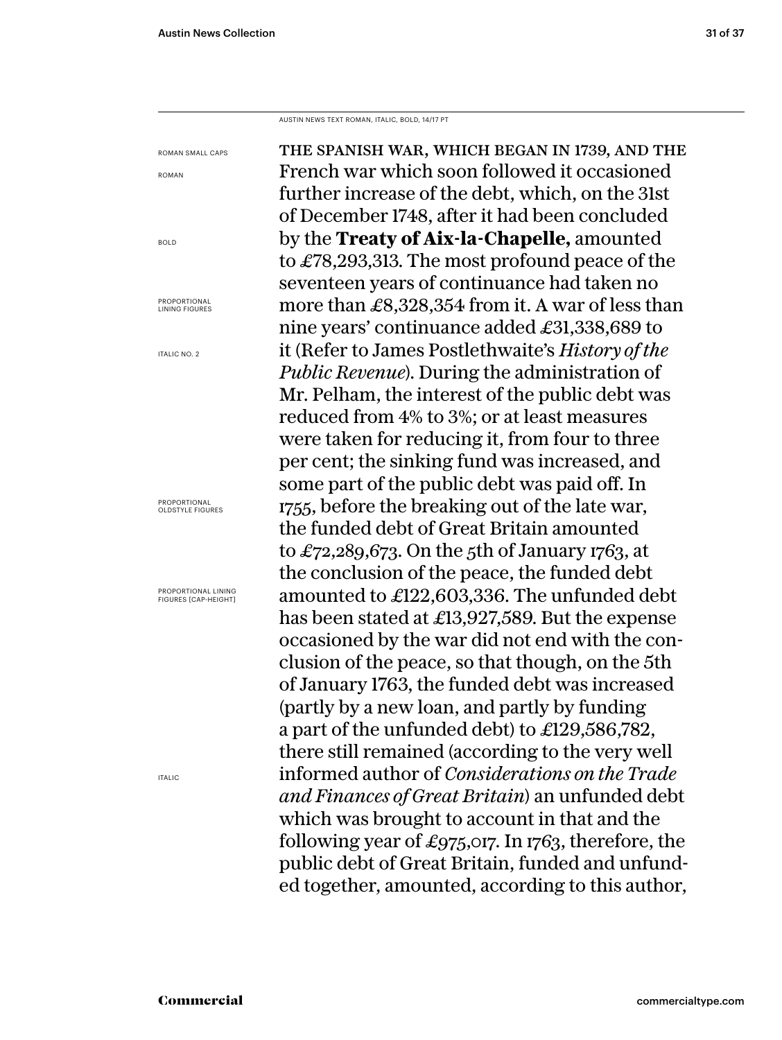AUSTIN NEWS TEXT ROMAN, ITALIC, BOLD, 14/17 PT

ROMAN SMALL CAPS

ROMAN

BOLD

PROPORTIONAL LINING FIGURES

ITALIC NO. 2

PROPORTIONAL OLDSTYLE FIGURES

PROPORTIONAL LINING FIGURES [CAP-HEIGHT]

ITALIC

THE SPANISH WAR, WHICH BEGAN IN 1739, AND THE French war which soon followed it occasioned further increase of the debt, which, on the 31st of December 1748, after it had been concluded by the **Treaty of Aix-la-Chapelle,** amounted to £78,293,313. The most profound peace of the seventeen years of continuance had taken no more than £8,328,354 from it. A war of less than nine years' continuance added £31,338,689 to it (Refer to James Postlethwaite's *History of the Public Revenue*). During the administration of Mr. Pelham, the interest of the public debt was reduced from 4% to 3%; or at least measures were taken for reducing it, from four to three per cent; the sinking fund was increased, and some part of the public debt was paid off. In 1755, before the breaking out of the late war, the funded debt of Great Britain amounted to £72,289,673. On the 5th of January 1763, at the conclusion of the peace, the funded debt amounted to £122,603,336. The unfunded debt has been stated at £13,927,589. But the expense occasioned by the war did not end with the conclusion of the peace, so that though, on the 5th of January 1763, the funded debt was increased (partly by a new loan, and partly by funding a part of the unfunded debt) to £129,586,782, there still remained (according to the very well informed author of *Considerations on the Trade and Finances of Great Britain*) an unfunded debt which was brought to account in that and the following year of £975,017. In 1763, therefore, the public debt of Great Britain, funded and unfunded together, amounted, according to this author,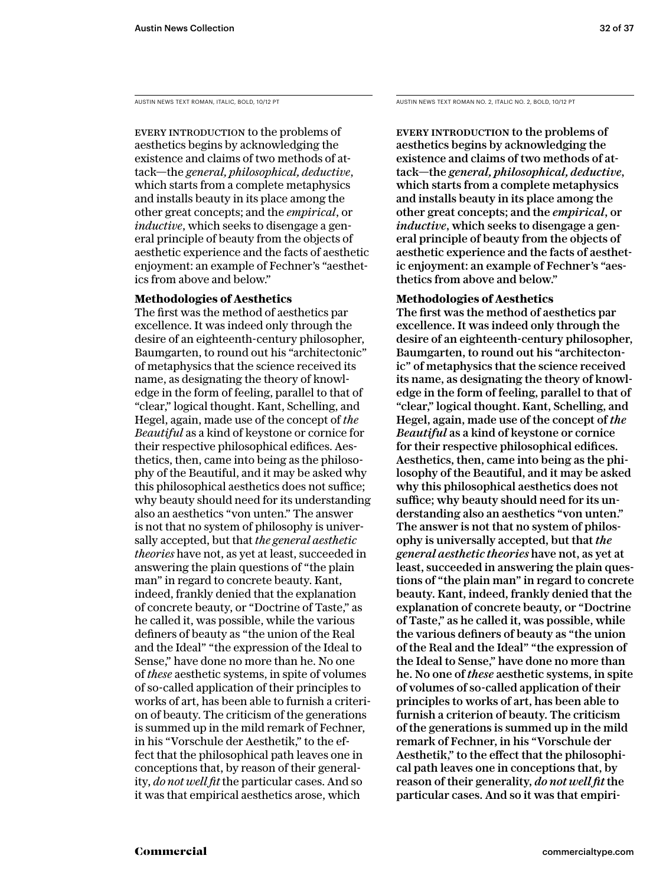AUSTIN NEWS TEXT ROMAN, ITALIC, BOLD, 10/12 PT

EVERY INTRODUCTION to the problems of aesthetics begins by acknowledging the existence and claims of two methods of attack—the *general, philosophical, deductive*, which starts from a complete metaphysics and installs beauty in its place among the other great concepts; and the *empirical*, or *inductive*, which seeks to disengage a general principle of beauty from the objects of aesthetic experience and the facts of aesthetic enjoyment: an example of Fechner's "aesthetics from above and below."

**Methodologies of Aesthetics**

The first was the method of aesthetics par excellence. It was indeed only through the desire of an eighteenth-century philosopher, Baumgarten, to round out his "architectonic" of metaphysics that the science received its name, as designating the theory of knowledge in the form of feeling, parallel to that of "clear," logical thought. Kant, Schelling, and Hegel, again, made use of the concept of *the Beautiful* as a kind of keystone or cornice for their respective philosophical edifices. Aesthetics, then, came into being as the philosophy of the Beautiful, and it may be asked why this philosophical aesthetics does not suffice; why beauty should need for its understanding also an aesthetics "von unten." The answer is not that no system of philosophy is universally accepted, but that *the general aesthetic theories* have not, as yet at least, succeeded in answering the plain questions of "the plain man" in regard to concrete beauty. Kant, indeed, frankly denied that the explanation of concrete beauty, or "Doctrine of Taste," as he called it, was possible, while the various definers of beauty as "the union of the Real and the Ideal" "the expression of the Ideal to Sense," have done no more than he. No one of *these* aesthetic systems, in spite of volumes of so-called application of their principles to works of art, has been able to furnish a criterion of beauty. The criticism of the generations is summed up in the mild remark of Fechner, in his "Vorschule der Aesthetik," to the effect that the philosophical path leaves one in conceptions that, by reason of their generality, *do not well fit* the particular cases. And so it was that empirical aesthetics arose, which

AUSTIN NEWS TEXT ROMAN NO. 2, ITALIC NO. 2, BOLD, 10/12 PT

**EVERY INTRODUCTION to the problems of aesthetics begins by acknowledging the existence and claims of two methods of attack—the *general, philosophical, deductive*, which starts from a complete metaphysics and installs beauty in its place among the other great concepts; and the *empirical*, or *inductive*, which seeks to disengage a general principle of beauty from the objects of aesthetic experience and the facts of aesthetic enjoyment: an example of Fechner's "aesthetics from above and below."**

**Methodologies of Aesthetics**

**The first was the method of aesthetics par excellence. It was indeed only through the desire of an eighteenth-century philosopher, Baumgarten, to round out his "architectonic" of metaphysics that the science received its name, as designating the theory of knowledge in the form of feeling, parallel to that of "clear," logical thought. Kant, Schelling, and Hegel, again, made use of the concept of *the Beautiful* as a kind of keystone or cornice for their respective philosophical edifices. Aesthetics, then, came into being as the philosophy of the Beautiful, and it may be asked why this philosophical aesthetics does not suffice; why beauty should need for its understanding also an aesthetics "von unten." The answer is not that no system of philosophy is universally accepted, but that *the general aesthetic theories* have not, as yet at least, succeeded in answering the plain questions of "the plain man" in regard to concrete beauty. Kant, indeed, frankly denied that the explanation of concrete beauty, or "Doctrine of Taste," as he called it, was possible, while the various definers of beauty as "the union of the Real and the Ideal" "the expression of the Ideal to Sense," have done no more than he. No one of *these* aesthetic systems, in spite of volumes of so-called application of their principles to works of art, has been able to furnish a criterion of beauty. The criticism of the generations is summed up in the mild remark of Fechner, in his "Vorschule der Aesthetik," to the effect that the philosophical path leaves one in conceptions that, by reason of their generality, *do not well fit* the particular cases. And so it was that empiri-**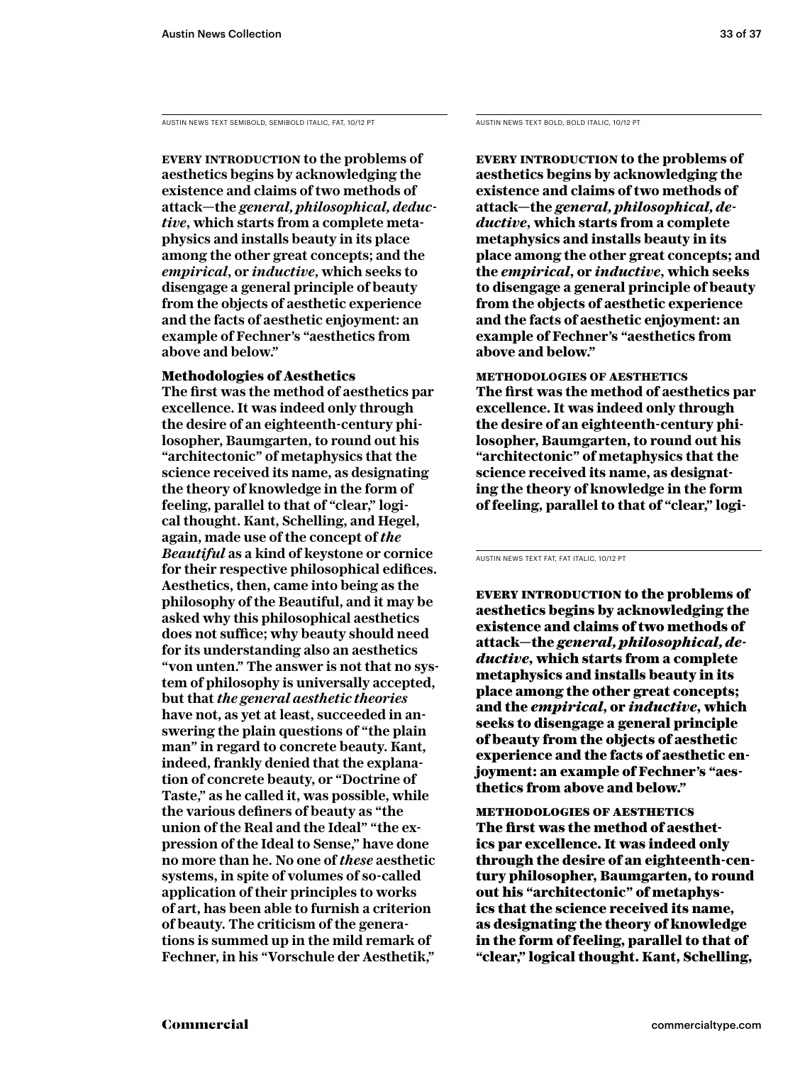AUSTIN NEWS TEXT SEMIBOLD, SEMIBOLD ITALIC, FAT, 10/12 PT

**EVERY INTRODUCTION to the problems of aesthetics begins by acknowledging the existence and claims of two methods of attack—the *general, philosophical, deductive,* which starts from a complete metaphysics and installs beauty in its place among the other great concepts; and the *empirical*, or *inductive*, which seeks to disengage a general principle of beauty from the objects of aesthetic experience and the facts of aesthetic enjoyment: an example of Fechner's "aesthetics from above and below."**

**Methodologies of Aesthetics**

**The first was the method of aesthetics par excellence. It was indeed only through the desire of an eighteenth-century philosopher, Baumgarten, to round out his "architectonic" of metaphysics that the science received its name, as designating the theory of knowledge in the form of feeling, parallel to that of "clear," logical thought. Kant, Schelling, and Hegel, again, made use of the concept of *the Beautiful* as a kind of keystone or cornice for their respective philosophical edifices. Aesthetics, then, came into being as the philosophy of the Beautiful, and it may be asked why this philosophical aesthetics does not suffice; why beauty should need for its understanding also an aesthetics "von unten." The answer is not that no system of philosophy is universally accepted, but that *the general aesthetic theories* have not, as yet at least, succeeded in answering the plain questions of "the plain man" in regard to concrete beauty. Kant, indeed, frankly denied that the explanation of concrete beauty, or "Doctrine of Taste," as he called it, was possible, while the various definers of beauty as "the union of the Real and the Ideal" "the expression of the Ideal to Sense," have done no more than he. No one of *these* aesthetic systems, in spite of volumes of so-called application of their principles to works of art, has been able to furnish a criterion of beauty. The criticism of the generations is summed up in the mild remark of Fechner, in his "Vorschule der Aesthetik,"**

AUSTIN NEWS TEXT BOLD, BOLD ITALIC, 10/12 PT

**EVERY INTRODUCTION to the problems of aesthetics begins by acknowledging the existence and claims of two methods of attack—the *general, philosophical, deductive,* which starts from a complete metaphysics and installs beauty in its place among the other great concepts; and the *empirical*, or *inductive*, which seeks to disengage a general principle of beauty from the objects of aesthetic experience and the facts of aesthetic enjoyment: an example of Fechner's "aesthetics from above and below."**

**METHODOLOGIES OF AESTHETICS**

**The first was the method of aesthetics par excellence. It was indeed only through the desire of an eighteenth-century philosopher, Baumgarten, to round out his "architectonic" of metaphysics that the science received its name, as designating the theory of knowledge in the form of feeling, parallel to that of "clear," logi-**

AUSTIN NEWS TEXT FAT, FAT ITALIC, 10/12 PT

**EVERY INTRODUCTION to the problems of aesthetics begins by acknowledging the existence and claims of two methods of attack—the *general, philosophical, deductive,* which starts from a complete metaphysics and installs beauty in its place among the other great concepts; and the *empirical*, or *inductive*, which seeks to disengage a general principle of beauty from the objects of aesthetic experience and the facts of aesthetic enjoyment: an example of Fechner's "aesthetics from above and below."**

**METHODOLOGIES OF AESTHETICS**

**The first was the method of aesthetics par excellence. It was indeed only through the desire of an eighteenth-century philosopher, Baumgarten, to round out his "architectonic" of metaphysics that the science received its name, as designating the theory of knowledge in the form of feeling, parallel to that of "clear," logical thought. Kant, Schelling,**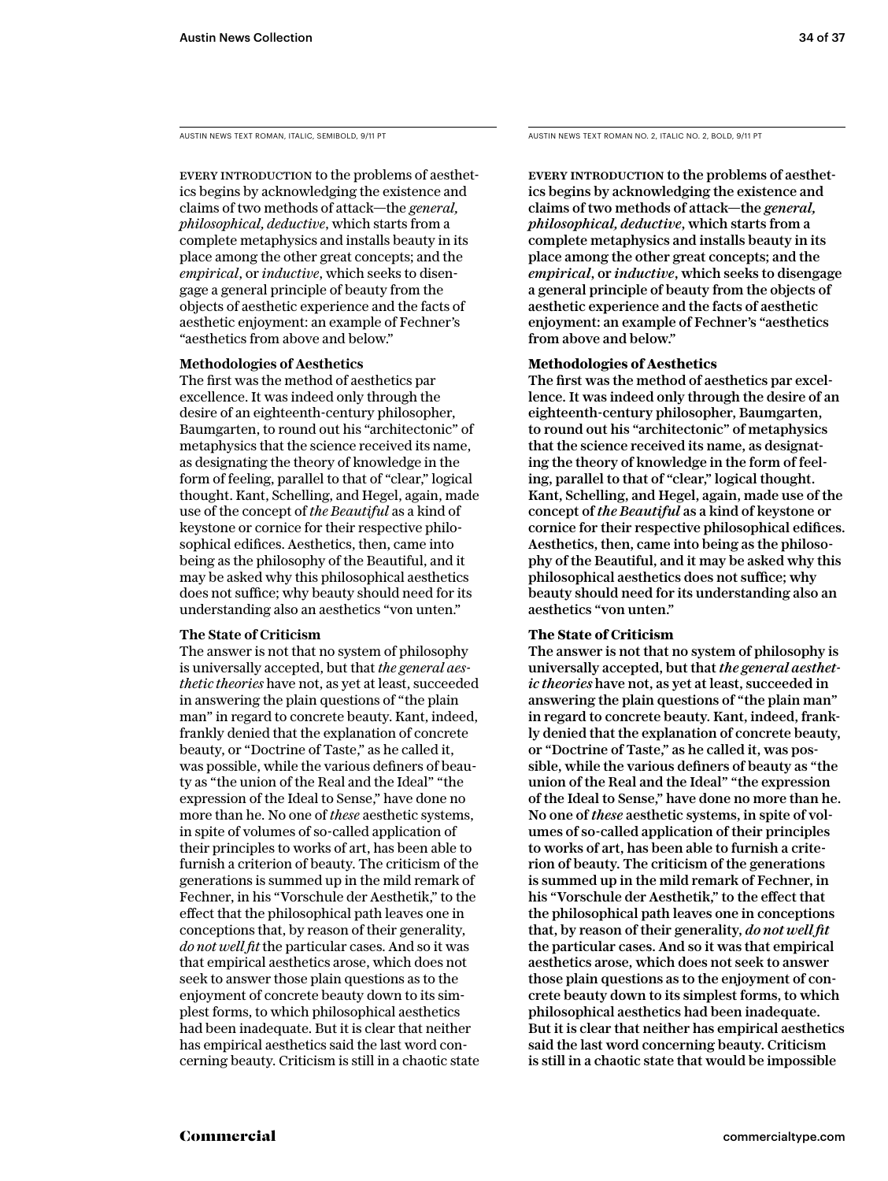AUSTIN NEWS TEXT ROMAN, ITALIC, SEMIBOLD, 9/11 PT

EVERY INTRODUCTION to the problems of aesthetics begins by acknowledging the existence and claims of two methods of attack—the *general, philosophical, deductive*, which starts from a complete metaphysics and installs beauty in its place among the other great concepts; and the *empirical*, or *inductive*, which seeks to disengage a general principle of beauty from the objects of aesthetic experience and the facts of aesthetic enjoyment: an example of Fechner's "aesthetics from above and below."

**Methodologies of Aesthetics**

The first was the method of aesthetics par excellence. It was indeed only through the desire of an eighteenth-century philosopher, Baumgarten, to round out his "architectonic" of metaphysics that the science received its name, as designating the theory of knowledge in the form of feeling, parallel to that of "clear," logical thought. Kant, Schelling, and Hegel, again, made use of the concept of *the Beautiful* as a kind of keystone or cornice for their respective philosophical edifices. Aesthetics, then, came into being as the philosophy of the Beautiful, and it may be asked why this philosophical aesthetics does not suffice; why beauty should need for its understanding also an aesthetics "von unten."

**The State of Criticism**

The answer is not that no system of philosophy is universally accepted, but that *the general aesthetic theories* have not, as yet at least, succeeded in answering the plain questions of "the plain man" in regard to concrete beauty. Kant, indeed, frankly denied that the explanation of concrete beauty, or "Doctrine of Taste," as he called it, was possible, while the various definers of beauty as "the union of the Real and the Ideal" "the expression of the Ideal to Sense," have done no more than he. No one of *these* aesthetic systems, in spite of volumes of so-called application of their principles to works of art, has been able to furnish a criterion of beauty. The criticism of the generations is summed up in the mild remark of Fechner, in his "Vorschule der Aesthetik," to the effect that the philosophical path leaves one in conceptions that, by reason of their generality, *do not well fit* the particular cases. And so it was that empirical aesthetics arose, which does not seek to answer those plain questions as to the enjoyment of concrete beauty down to its simplest forms, to which philosophical aesthetics had been inadequate. But it is clear that neither has empirical aesthetics said the last word concerning beauty. Criticism is still in a chaotic state

AUSTIN NEWS TEXT ROMAN NO. 2, ITALIC NO. 2, BOLD, 9/11 PT

**EVERY INTRODUCTION to the problems of aesthetics begins by acknowledging the existence and claims of two methods of attack—the *general, philosophical, deductive*, which starts from a complete metaphysics and installs beauty in its place among the other great concepts; and the *empirical*, or *inductive*, which seeks to disengage a general principle of beauty from the objects of aesthetic experience and the facts of aesthetic enjoyment: an example of Fechner's "aesthetics from above and below."**

**Methodologies of Aesthetics**

**The first was the method of aesthetics par excellence. It was indeed only through the desire of an eighteenth-century philosopher, Baumgarten, to round out his "architectonic" of metaphysics that the science received its name, as designating the theory of knowledge in the form of feeling, parallel to that of "clear," logical thought. Kant, Schelling, and Hegel, again, made use of the concept of *the Beautiful* as a kind of keystone or cornice for their respective philosophical edifices. Aesthetics, then, came into being as the philosophy of the Beautiful, and it may be asked why this philosophical aesthetics does not suffice; why beauty should need for its understanding also an aesthetics "von unten."**

**The State of Criticism**

**The answer is not that no system of philosophy is universally accepted, but that *the general aesthetic theories* have not, as yet at least, succeeded in answering the plain questions of "the plain man" in regard to concrete beauty. Kant, indeed, frankly denied that the explanation of concrete beauty, or "Doctrine of Taste," as he called it, was possible, while the various definers of beauty as "the union of the Real and the Ideal" "the expression of the Ideal to Sense," have done no more than he. No one of *these* aesthetic systems, in spite of volumes of so-called application of their principles to works of art, has been able to furnish a criterion of beauty. The criticism of the generations is summed up in the mild remark of Fechner, in his "Vorschule der Aesthetik," to the effect that the philosophical path leaves one in conceptions that, by reason of their generality, *do not well fit* the particular cases. And so it was that empirical aesthetics arose, which does not seek to answer those plain questions as to the enjoyment of concrete beauty down to its simplest forms, to which philosophical aesthetics had been inadequate. But it is clear that neither has empirical aesthetics said the last word concerning beauty. Criticism is still in a chaotic state that would be impossible**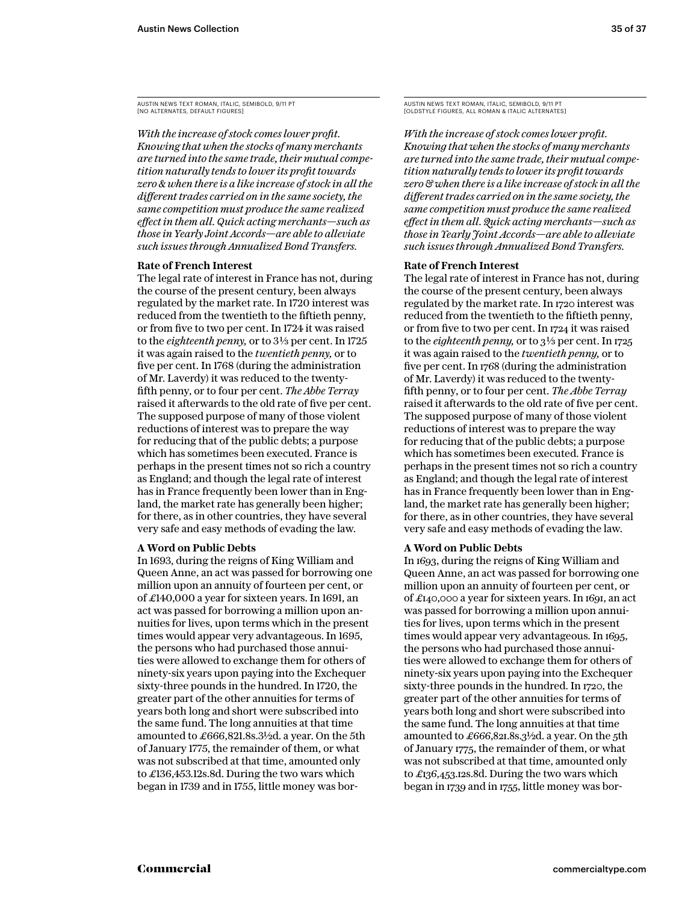AUSTIN NEWS TEXT ROMAN, ITALIC, SEMIBOLD, 9/11 PT
[NO ALTERNATES, DEFAULT FIGURES]

*With the increase of stock comes lower profit. Knowing that when the stocks of many merchants are turned into the same trade, their mutual competition naturally tends to lower its profit towards zero & when there is a like increase of stock in all the different trades carried on in the same society, the same competition must produce the same realized effect in them all. Quick acting merchants—such as those in Yearly Joint Accords—are able to alleviate such issues through Annualized Bond Transfers.*

**Rate of French Interest**

The legal rate of interest in France has not, during the course of the present century, been always regulated by the market rate. In 1720 interest was reduced from the twentieth to the fiftieth penny, or from five to two per cent. In 1724 it was raised to the *eighteenth penny,* or to 3⅓ per cent. In 1725 it was again raised to the *twentieth penny,* or to five per cent. In 1768 (during the administration of Mr. Laverdy) it was reduced to the twenty-fifth penny, or to four per cent. *The Abbe Terray* raised it afterwards to the old rate of five per cent. The supposed purpose of many of those violent reductions of interest was to prepare the way for reducing that of the public debts; a purpose which has sometimes been executed. France is perhaps in the present times not so rich a country as England; and though the legal rate of interest has in France frequently been lower than in England, the market rate has generally been higher; for there, as in other countries, they have several very safe and easy methods of evading the law.

**A Word on Public Debts**

In 1693, during the reigns of King William and Queen Anne, an act was passed for borrowing one million upon an annuity of fourteen per cent, or of £140,000 a year for sixteen years. In 1691, an act was passed for borrowing a million upon annuities for lives, upon terms which in the present times would appear very advantageous. In 1695, the persons who had purchased those annuities were allowed to exchange them for others of ninety-six years upon paying into the Exchequer sixty-three pounds in the hundred. In 1720, the greater part of the other annuities for terms of years both long and short were subscribed into the same fund. The long annuities at that time amounted to £666,821.8s.3½d. a year. On the 5th of January 1775, the remainder of them, or what was not subscribed at that time, amounted only to £136,453.12s.8d. During the two wars which began in 1739 and in 1755, little money was bor-

AUSTIN NEWS TEXT ROMAN, ITALIC, SEMIBOLD, 9/11 PT
[OLDSTYLE FIGURES, ALL ROMAN & ITALIC ALTERNATES]

*With the increase of stock comes lower profit. Knowing that when the stocks of many merchants are turned into the same trade, their mutual competition naturally tends to lower its profit towards zero & when there is a like increase of stock in all the different trades carried on in the same society, the same competition must produce the same realized effect in them all. Quick acting merchants—such as those in Yearly Joint Accords—are able to alleviate such issues through Annualized Bond Transfers.*

**Rate of French Interest**

The legal rate of interest in France has not, during the course of the present century, been always regulated by the market rate. In 1720 interest was reduced from the twentieth to the fiftieth penny, or from five to two per cent. In 1724 it was raised to the *eighteenth penny,* or to 3⅓ per cent. In 1725 it was again raised to the *twentieth penny,* or to five per cent. In 1768 (during the administration of Mr. Laverdy) it was reduced to the twenty-fifth penny, or to four per cent. *The Abbe Terray* raised it afterwards to the old rate of five per cent. The supposed purpose of many of those violent reductions of interest was to prepare the way for reducing that of the public debts; a purpose which has sometimes been executed. France is perhaps in the present times not so rich a country as England; and though the legal rate of interest has in France frequently been lower than in England, the market rate has generally been higher; for there, as in other countries, they have several very safe and easy methods of evading the law.

**A Word on Public Debts**

In 1693, during the reigns of King William and Queen Anne, an act was passed for borrowing one million upon an annuity of fourteen per cent, or of £140,000 a year for sixteen years. In 1691, an act was passed for borrowing a million upon annuities for lives, upon terms which in the present times would appear very advantageous. In 1695, the persons who had purchased those annuities were allowed to exchange them for others of ninety-six years upon paying into the Exchequer sixty-three pounds in the hundred. In 1720, the greater part of the other annuities for terms of years both long and short were subscribed into the same fund. The long annuities at that time amounted to £666,821.8s.3½d. a year. On the 5th of January 1775, the remainder of them, or what was not subscribed at that time, amounted only to £136,453.12s.8d. During the two wars which began in 1739 and in 1755, little money was bor-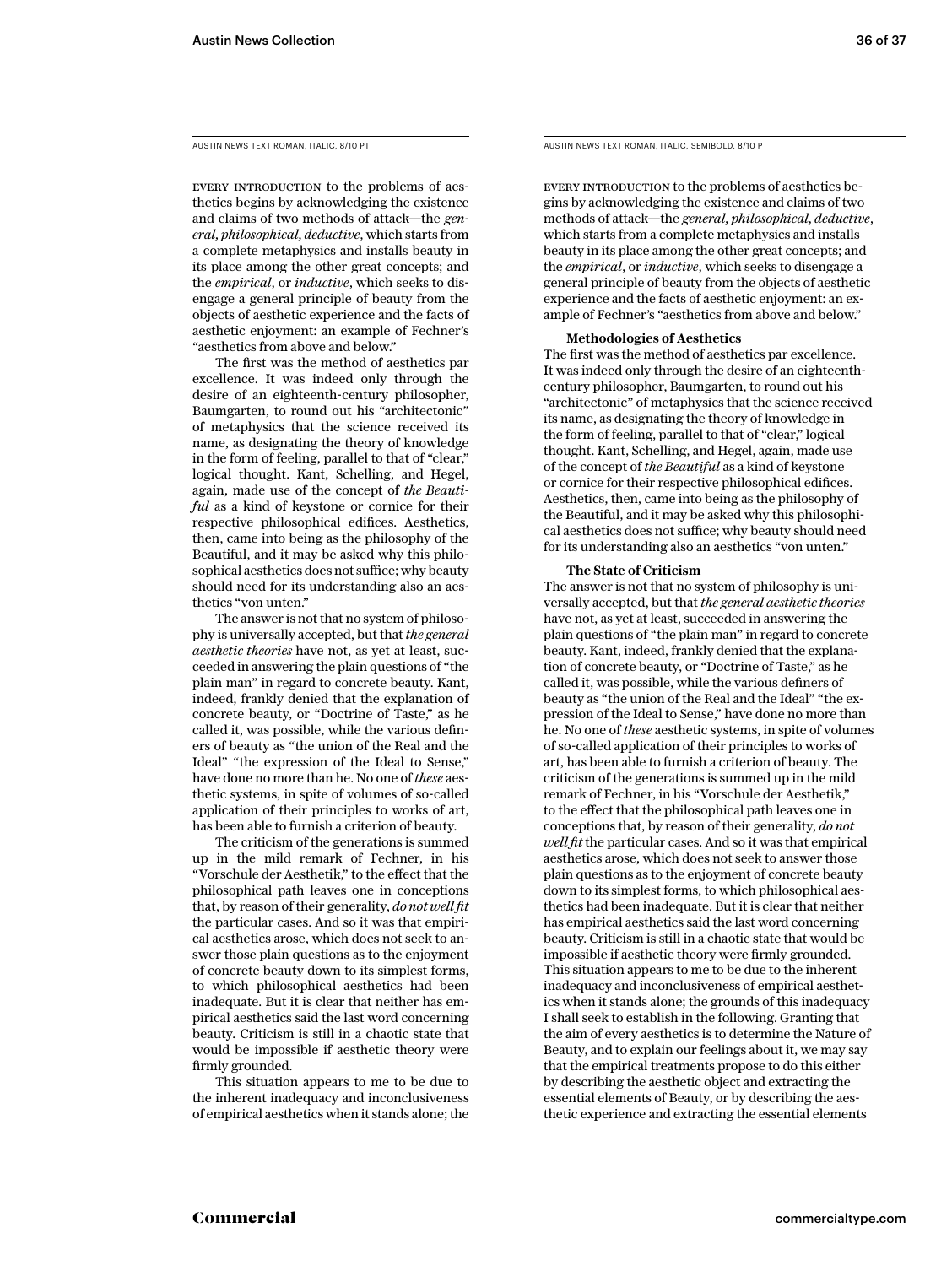AUSTIN NEWS TEXT ROMAN, ITALIC, 8/10 PT

Every introduction to the problems of aesthetics begins by acknowledging the existence and claims of two methods of attack—the *general, philosophical, deductive*, which starts from a complete metaphysics and installs beauty in its place among the other great concepts; and the *empirical*, or *inductive*, which seeks to disengage a general principle of beauty from the objects of aesthetic experience and the facts of aesthetic enjoyment: an example of Fechner's "aesthetics from above and below."

The first was the method of aesthetics par excellence. It was indeed only through the desire of an eighteenth-century philosopher, Baumgarten, to round out his "architectonic" of metaphysics that the science received its name, as designating the theory of knowledge in the form of feeling, parallel to that of "clear," logical thought. Kant, Schelling, and Hegel, again, made use of the concept of *the Beautiful* as a kind of keystone or cornice for their respective philosophical edifices. Aesthetics, then, came into being as the philosophy of the Beautiful, and it may be asked why this philosophical aesthetics does not suffice; why beauty should need for its understanding also an aesthetics "von unten."

The answer is not that no system of philosophy is universally accepted, but that *the general aesthetic theories* have not, as yet at least, succeeded in answering the plain questions of "the plain man" in regard to concrete beauty. Kant, indeed, frankly denied that the explanation of concrete beauty, or "Doctrine of Taste," as he called it, was possible, while the various definers of beauty as "the union of the Real and the Ideal" "the expression of the Ideal to Sense," have done no more than he. No one of *these* aesthetic systems, in spite of volumes of so-called application of their principles to works of art, has been able to furnish a criterion of beauty.

The criticism of the generations is summed up in the mild remark of Fechner, in his "Vorschule der Aesthetik," to the effect that the philosophical path leaves one in conceptions that, by reason of their generality, *do not well fit* the particular cases. And so it was that empirical aesthetics arose, which does not seek to answer those plain questions as to the enjoyment of concrete beauty down to its simplest forms, to which philosophical aesthetics had been inadequate. But it is clear that neither has empirical aesthetics said the last word concerning beauty. Criticism is still in a chaotic state that would be impossible if aesthetic theory were firmly grounded.

This situation appears to me to be due to the inherent inadequacy and inconclusiveness of empirical aesthetics when it stands alone; the

AUSTIN NEWS TEXT ROMAN, ITALIC, SEMIBOLD, 8/10 PT

Every introduction to the problems of aesthetics begins by acknowledging the existence and claims of two methods of attack—the *general, philosophical, deductive*, which starts from a complete metaphysics and installs beauty in its place among the other great concepts; and the *empirical*, or *inductive*, which seeks to disengage a general principle of beauty from the objects of aesthetic experience and the facts of aesthetic enjoyment: an example of Fechner's "aesthetics from above and below."

**Methodologies of Aesthetics**

The first was the method of aesthetics par excellence. It was indeed only through the desire of an eighteenth-century philosopher, Baumgarten, to round out his "architectonic" of metaphysics that the science received its name, as designating the theory of knowledge in the form of feeling, parallel to that of "clear," logical thought. Kant, Schelling, and Hegel, again, made use of the concept of *the Beautiful* as a kind of keystone or cornice for their respective philosophical edifices. Aesthetics, then, came into being as the philosophy of the Beautiful, and it may be asked why this philosophical aesthetics does not suffice; why beauty should need for its understanding also an aesthetics "von unten."

**The State of Criticism**

The answer is not that no system of philosophy is universally accepted, but that *the general aesthetic theories* have not, as yet at least, succeeded in answering the plain questions of "the plain man" in regard to concrete beauty. Kant, indeed, frankly denied that the explanation of concrete beauty, or "Doctrine of Taste," as he called it, was possible, while the various definers of beauty as "the union of the Real and the Ideal" "the expression of the Ideal to Sense," have done no more than he. No one of *these* aesthetic systems, in spite of volumes of so-called application of their principles to works of art, has been able to furnish a criterion of beauty. The criticism of the generations is summed up in the mild remark of Fechner, in his "Vorschule der Aesthetik," to the effect that the philosophical path leaves one in conceptions that, by reason of their generality, *do not well fit* the particular cases. And so it was that empirical aesthetics arose, which does not seek to answer those plain questions as to the enjoyment of concrete beauty down to its simplest forms, to which philosophical aesthetics had been inadequate. But it is clear that neither has empirical aesthetics said the last word concerning beauty. Criticism is still in a chaotic state that would be impossible if aesthetic theory were firmly grounded. This situation appears to me to be due to the inherent inadequacy and inconclusiveness of empirical aesthetics when it stands alone; the grounds of this inadequacy I shall seek to establish in the following. Granting that the aim of every aesthetics is to determine the Nature of Beauty, and to explain our feelings about it, we may say that the empirical treatments propose to do this either by describing the aesthetic object and extracting the essential elements of Beauty, or by describing the aesthetic experience and extracting the essential elements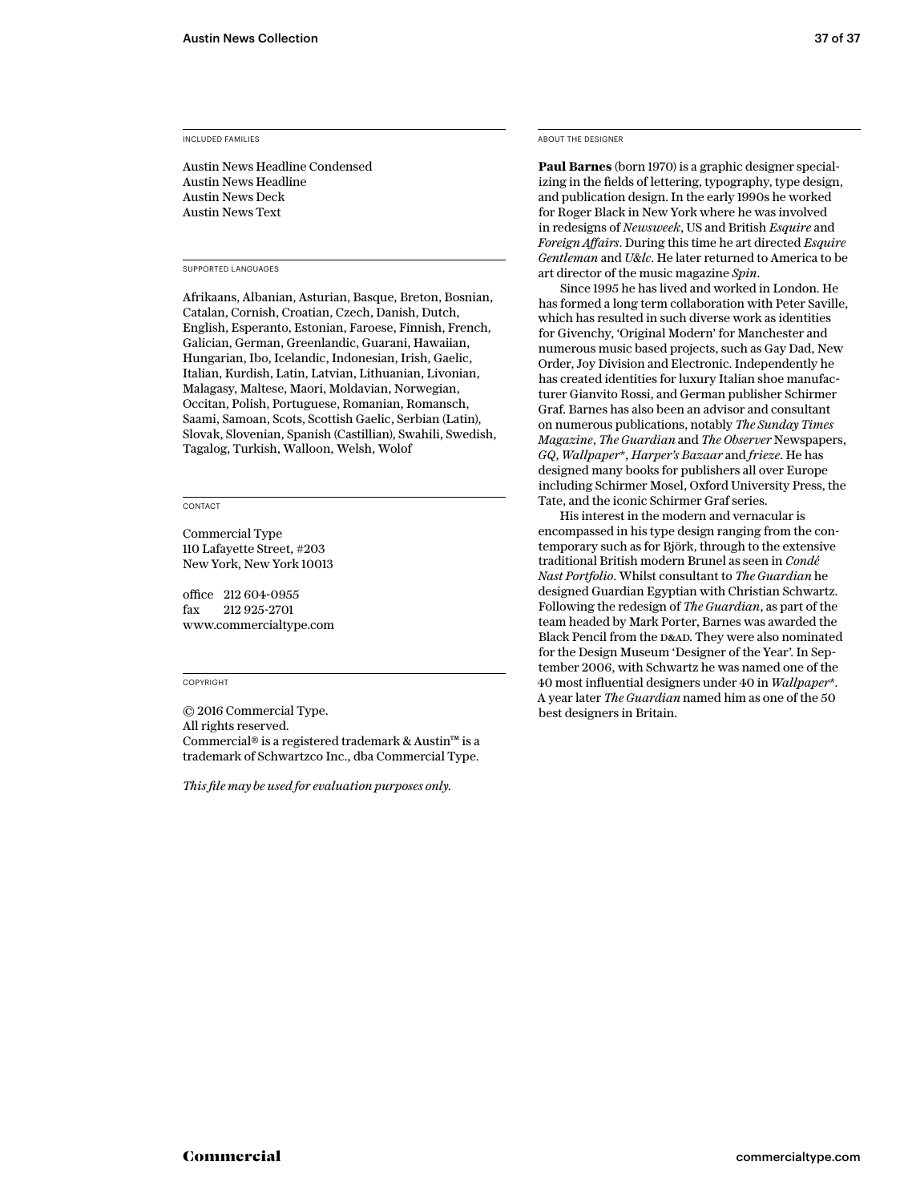## INCLUDED FAMILIES

Austin News Headline Condensed
Austin News Headline
Austin News Deck
Austin News Text

## SUPPORTED LANGUAGES

Afrikaans, Albanian, Asturian, Basque, Breton, Bosnian, Catalan, Cornish, Croatian, Czech, Danish, Dutch, English, Esperanto, Estonian, Faroese, Finnish, French, Galician, German, Greenlandic, Guarani, Hawaiian, Hungarian, Ibo, Icelandic, Indonesian, Irish, Gaelic, Italian, Kurdish, Latin, Latvian, Lithuanian, Livonian, Malagasy, Maltese, Maori, Moldavian, Norwegian, Occitan, Polish, Portuguese, Romanian, Romansch, Saami, Samoan, Scots, Scottish Gaelic, Serbian (Latin), Slovak, Slovenian, Spanish (Castillian), Swahili, Swedish, Tagalog, Turkish, Walloon, Welsh, Wolof

## CONTACT

Commercial Type
110 Lafayette Street, #203
New York, New York 10013

office 212 604-0955
fax 212 925-2701
www.commercialtype.com

## COPYRIGHT

© 2016 Commercial Type.
All rights reserved.
Commercial® is a registered trademark & Austin™ is a trademark of Schwartzco Inc., dba Commercial Type.

*This file may be used for evaluation purposes only.*

## ABOUT THE DESIGNER

**Paul Barnes** (born 1970) is a graphic designer specializing in the fields of lettering, typography, type design, and publication design. In the early 1990s he worked for Roger Black in New York where he was involved in redesigns of *Newsweek*, US and British *Esquire* and *Foreign Affairs*. During this time he art directed *Esquire Gentleman* and *U&lc*. He later returned to America to be art director of the music magazine *Spin*.

Since 1995 he has lived and worked in London. He has formed a long term collaboration with Peter Saville, which has resulted in such diverse work as identities for Givenchy, 'Original Modern' for Manchester and numerous music based projects, such as Gay Dad, New Order, Joy Division and Electronic. Independently he has created identities for luxury Italian shoe manufacturer Gianvito Rossi, and German publisher Schirmer Graf. Barnes has also been an advisor and consultant on numerous publications, notably *The Sunday Times Magazine*, *The Guardian* and *The Observer* Newspapers, *GQ*, *Wallpaper**, *Harper's Bazaar* and *frieze*. He has designed many books for publishers all over Europe including Schirmer Mosel, Oxford University Press, the Tate, and the iconic Schirmer Graf series.

His interest in the modern and vernacular is encompassed in his type design ranging from the contemporary such as for Björk, through to the extensive traditional British modern Brunel as seen in *Condé Nast Portfolio*. Whilst consultant to *The Guardian* he designed Guardian Egyptian with Christian Schwartz. Following the redesign of *The Guardian*, as part of the team headed by Mark Porter, Barnes was awarded the Black Pencil from the D&AD. They were also nominated for the Design Museum 'Designer of the Year'. In September 2006, with Schwartz he was named one of the 40 most influential designers under 40 in *Wallpaper**. A year later *The Guardian* named him as one of the 50 best designers in Britain.